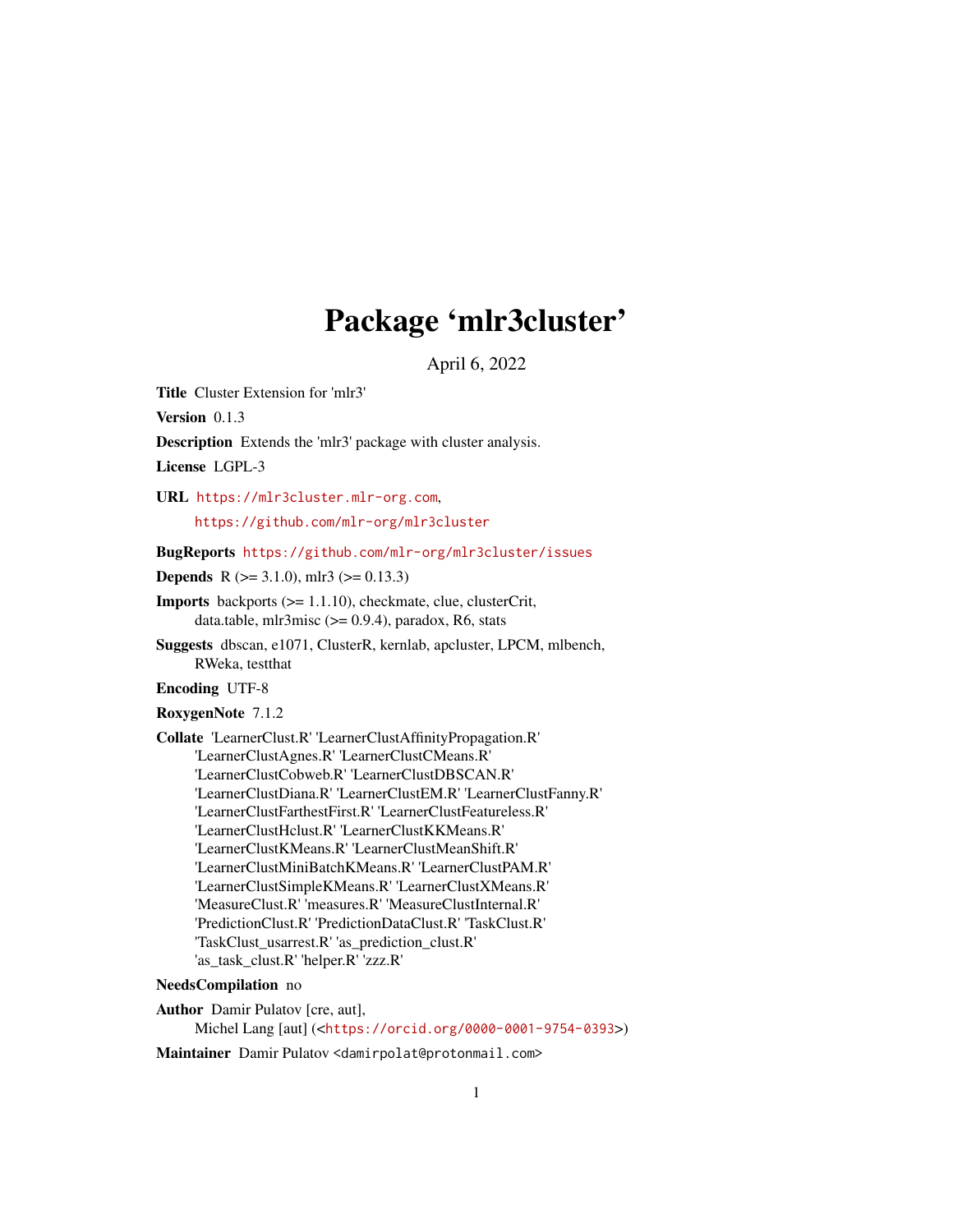# Package 'mlr3cluster'

April 6, 2022

**Title** Cluster Extension for 'mlr3'

**Version** 0.1.3

**Description** Extends the 'mlr3' package with cluster analysis.

**License** LGPL-3

**URL** https://mlr3cluster.mlr-org.com,
https://github.com/mlr-org/mlr3cluster

**BugReports** https://github.com/mlr-org/mlr3cluster/issues

**Depends** R (>= 3.1.0), mlr3 (>= 0.13.3)

**Imports** backports (>= 1.1.10), checkmate, clue, clusterCrit, data.table, mlr3misc (>= 0.9.4), paradox, R6, stats

**Suggests** dbscan, e1071, ClusterR, kernlab, apcluster, LPCM, mlbench, RWeka, testthat

**Encoding** UTF-8

**RoxygenNote** 7.1.2

**Collate** 'LearnerClust.R' 'LearnerClustAffinityPropagation.R' 'LearnerClustAgnes.R' 'LearnerClustCMeans.R' 'LearnerClustCobweb.R' 'LearnerClustDBSCAN.R' 'LearnerClustDiana.R' 'LearnerClustEM.R' 'LearnerClustFanny.R' 'LearnerClustFarthestFirst.R' 'LearnerClustFeatureless.R' 'LearnerClustHclust.R' 'LearnerClustKKMeans.R' 'LearnerClustKMeans.R' 'LearnerClustMeanShift.R' 'LearnerClustMiniBatchKMeans.R' 'LearnerClustPAM.R' 'LearnerClustSimpleKMeans.R' 'LearnerClustXMeans.R' 'MeasureClust.R' 'measures.R' 'MeasureClustInternal.R' 'PredictionClust.R' 'PredictionDataClust.R' 'TaskClust.R' 'TaskClust_usarrest.R' 'as_prediction_clust.R' 'as_task_clust.R' 'helper.R' 'zzz.R'

**NeedsCompilation** no

**Author** Damir Pulatov [cre, aut],
Michel Lang [aut] (<https://orcid.org/0000-0001-9754-0393>)

**Maintainer** Damir Pulatov <damirpolat@protonmail.com>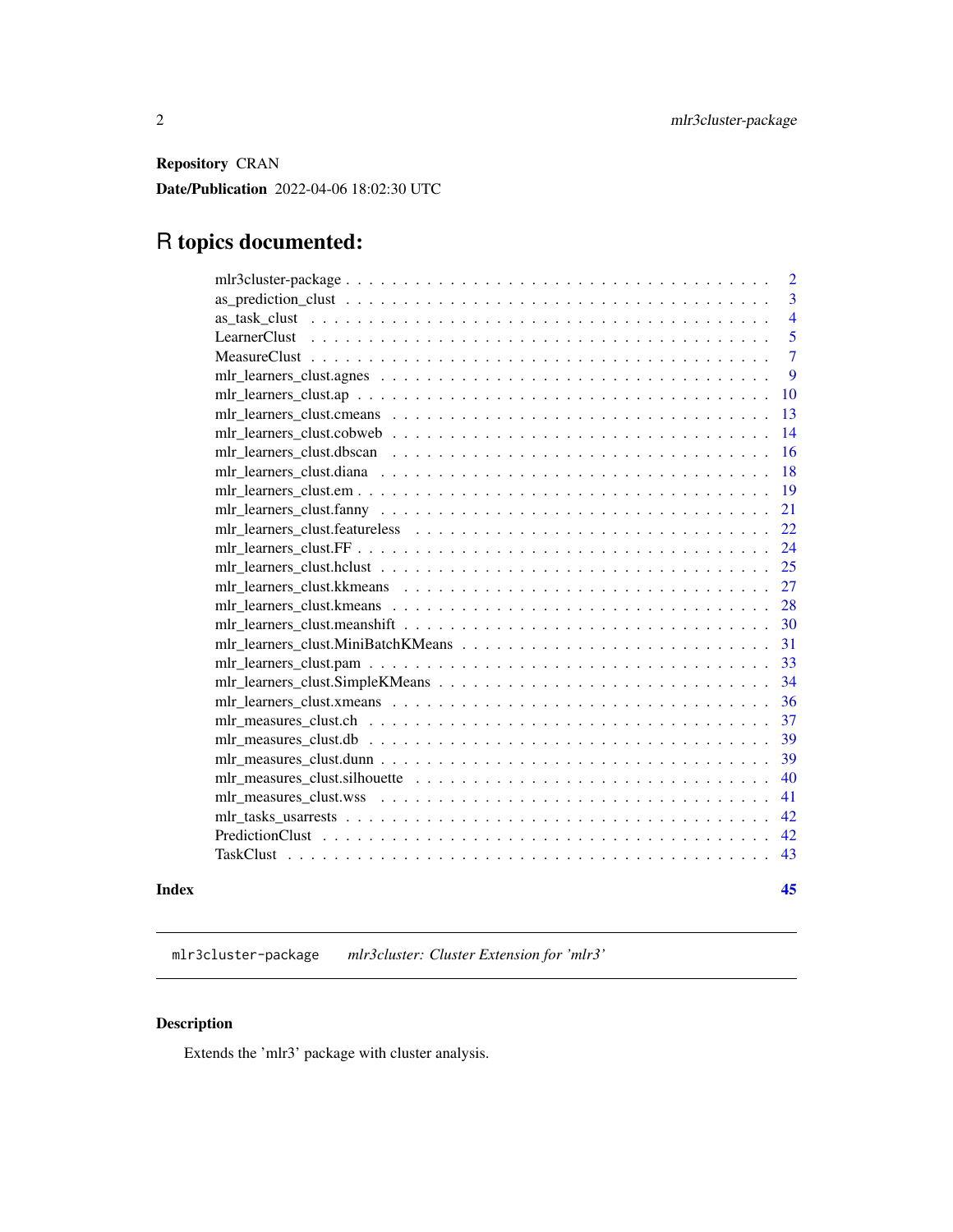**Repository** CRAN

**Date/Publication** 2022-04-06 18:02:30 UTC

# R topics documented:

| Topic | Page |
|---|---|
| mlr3cluster-package | 2 |
| as_prediction_clust | 3 |
| as_task_clust | 4 |
| LearnerClust | 5 |
| MeasureClust | 7 |
| mlr_learners_clust.agnes | 9 |
| mlr_learners_clust.ap | 10 |
| mlr_learners_clust.cmeans | 13 |
| mlr_learners_clust.cobweb | 14 |
| mlr_learners_clust.dbscan | 16 |
| mlr_learners_clust.diana | 18 |
| mlr_learners_clust.em | 19 |
| mlr_learners_clust.fanny | 21 |
| mlr_learners_clust.featureless | 22 |
| mlr_learners_clust.FF | 24 |
| mlr_learners_clust.hclust | 25 |
| mlr_learners_clust.kkmeans | 27 |
| mlr_learners_clust.kmeans | 28 |
| mlr_learners_clust.meanshift | 30 |
| mlr_learners_clust.MiniBatchKMeans | 31 |
| mlr_learners_clust.pam | 33 |
| mlr_learners_clust.SimpleKMeans | 34 |
| mlr_learners_clust.xmeans | 36 |
| mlr_measures_clust.ch | 37 |
| mlr_measures_clust.db | 39 |
| mlr_measures_clust.dunn | 39 |
| mlr_measures_clust.silhouette | 40 |
| mlr_measures_clust.wss | 41 |
| mlr_tasks_usarrests | 42 |
| PredictionClust | 42 |
| TaskClust | 43 |
| **Index** | **45** |

---

`mlr3cluster-package` *mlr3cluster: Cluster Extension for 'mlr3'*

---

## Description

Extends the 'mlr3' package with cluster analysis.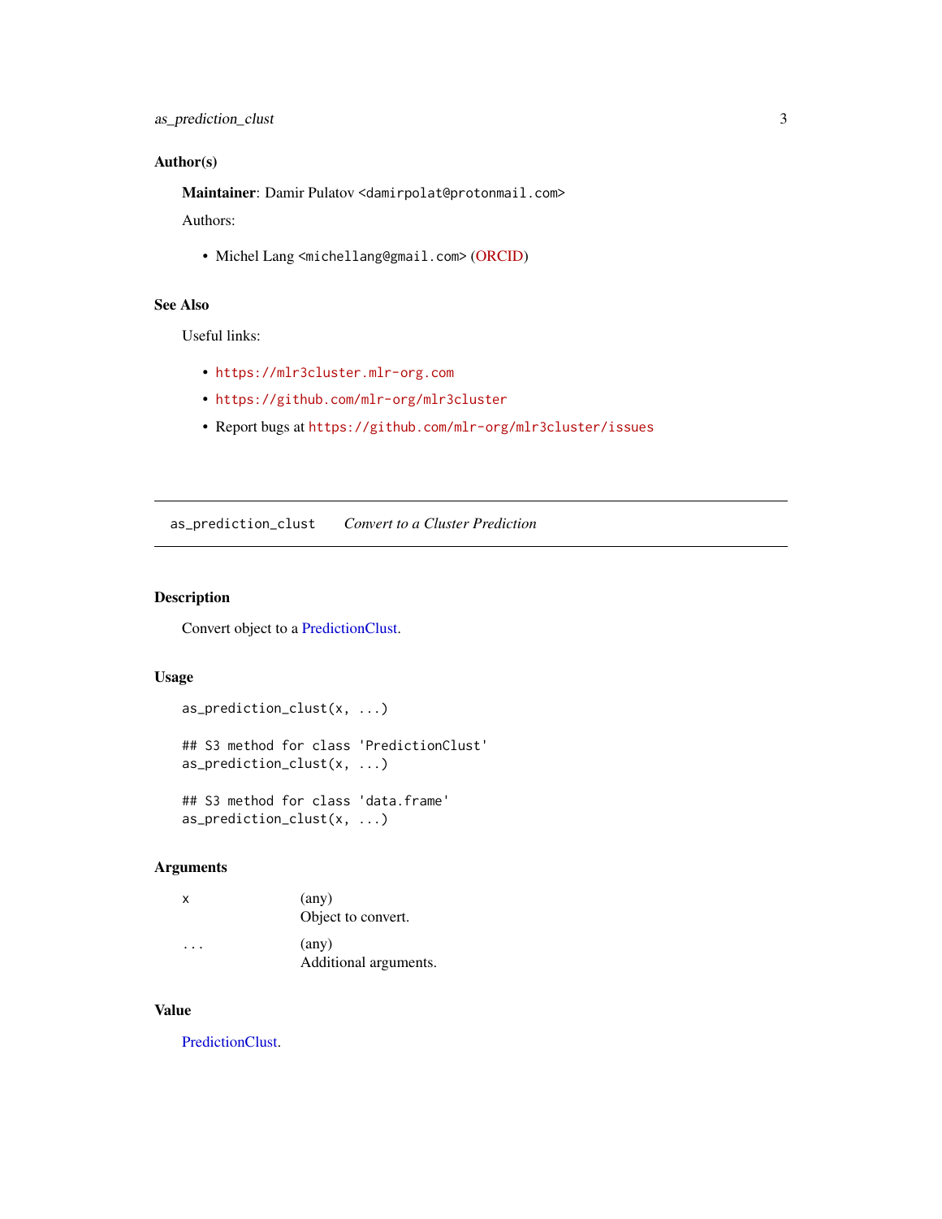## Author(s)

**Maintainer**: Damir Pulatov <damirpolat@protonmail.com>

Authors:

- Michel Lang <michellang@gmail.com> (ORCID)

## See Also

Useful links:

- https://mlr3cluster.mlr-org.com
- https://github.com/mlr-org/mlr3cluster
- Report bugs at https://github.com/mlr-org/mlr3cluster/issues

---

# as_prediction_clust *Convert to a Cluster Prediction*

---

## Description

Convert object to a PredictionClust.

## Usage

```
as_prediction_clust(x, ...)

## S3 method for class 'PredictionClust'
as_prediction_clust(x, ...)

## S3 method for class 'data.frame'
as_prediction_clust(x, ...)
```

## Arguments

| | |
|---|---|
| `x` | (any)<br>Object to convert. |
| `...` | (any)<br>Additional arguments. |

## Value

PredictionClust.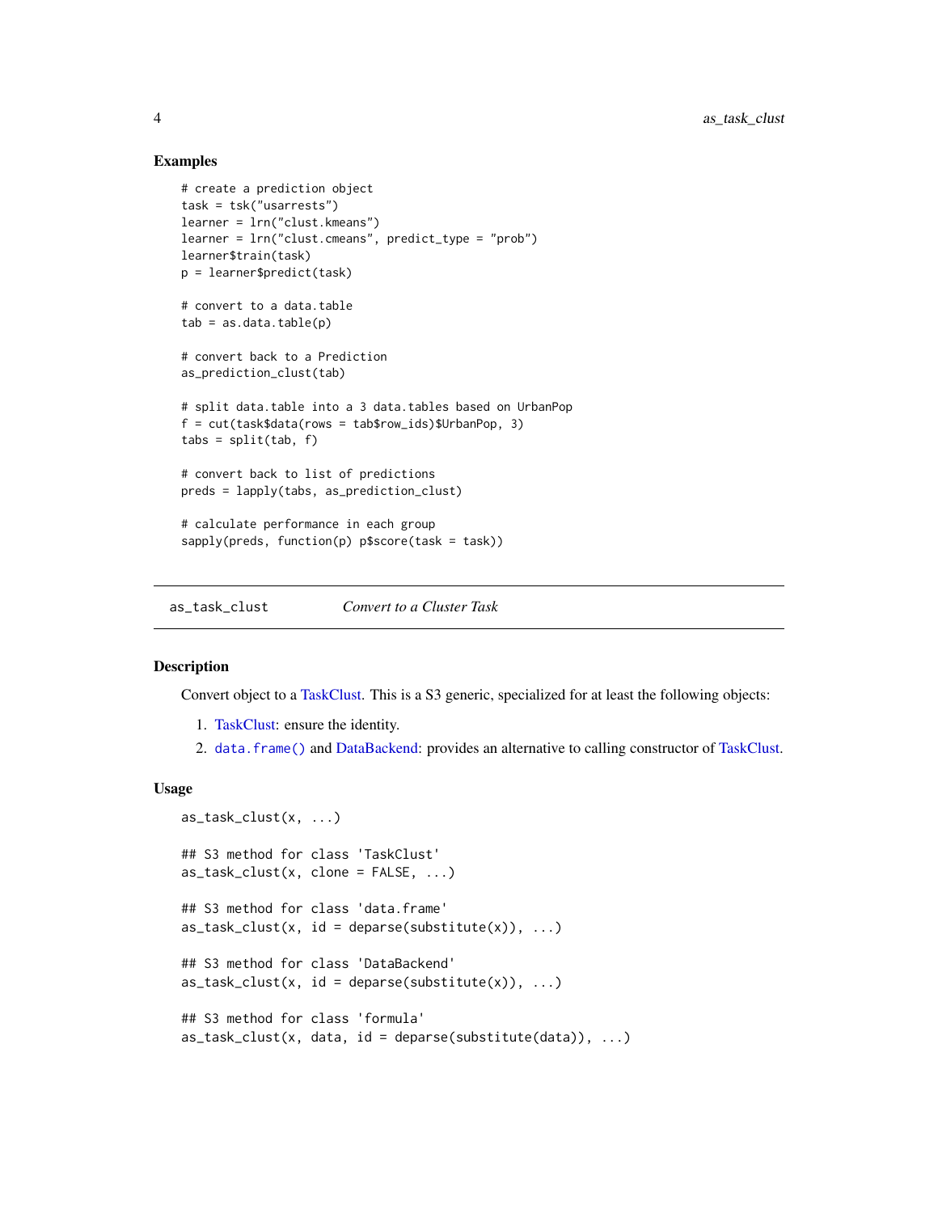## Examples

```
# create a prediction object
task = tsk("usarrests")
learner = lrn("clust.kmeans")
learner = lrn("clust.cmeans", predict_type = "prob")
learner$train(task)
p = learner$predict(task)

# convert to a data.table
tab = as.data.table(p)

# convert back to a Prediction
as_prediction_clust(tab)

# split data.table into a 3 data.tables based on UrbanPop
f = cut(task$data(rows = tab$row_ids)$UrbanPop, 3)
tabs = split(tab, f)

# convert back to list of predictions
preds = lapply(tabs, as_prediction_clust)

# calculate performance in each group
sapply(preds, function(p) p$score(task = task))
```

---

# as_task_clust — *Convert to a Cluster Task*

## Description

Convert object to a TaskClust. This is a S3 generic, specialized for at least the following objects:

1. TaskClust: ensure the identity.
2. `data.frame()` and DataBackend: provides an alternative to calling constructor of TaskClust.

## Usage

```
as_task_clust(x, ...)

## S3 method for class 'TaskClust'
as_task_clust(x, clone = FALSE, ...)

## S3 method for class 'data.frame'
as_task_clust(x, id = deparse(substitute(x)), ...)

## S3 method for class 'DataBackend'
as_task_clust(x, id = deparse(substitute(x)), ...)

## S3 method for class 'formula'
as_task_clust(x, data, id = deparse(substitute(data)), ...)
```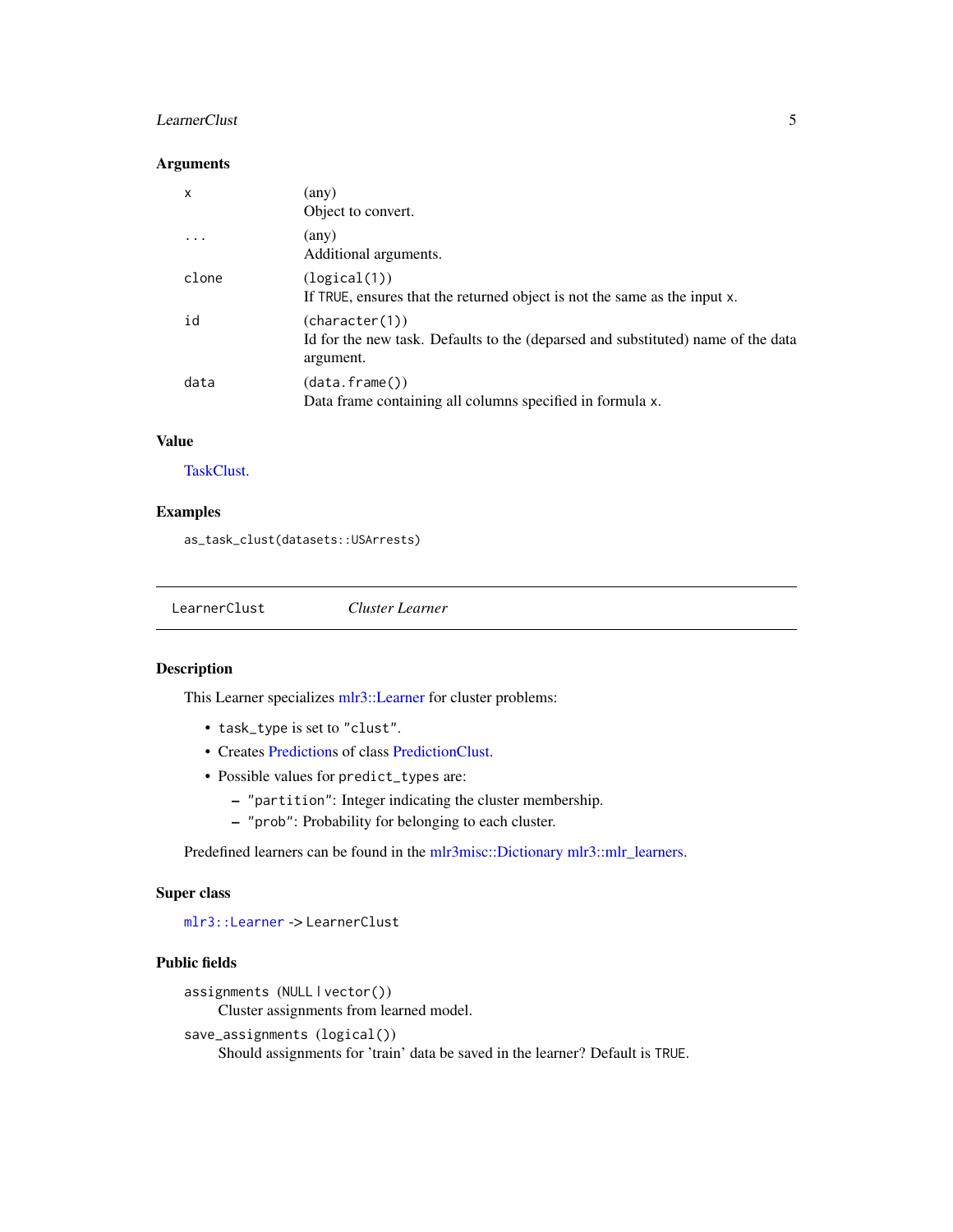### Arguments

| | |
|---|---|
| `x` | (any)<br>Object to convert. |
| `...` | (any)<br>Additional arguments. |
| `clone` | (`logical(1)`)<br>If `TRUE`, ensures that the returned object is not the same as the input `x`. |
| `id` | (`character(1)`)<br>Id for the new task. Defaults to the (deparsed and substituted) name of the data argument. |
| `data` | (`data.frame()`)<br>Data frame containing all columns specified in formula `x`. |

### Value

TaskClust.

### Examples

```
as_task_clust(datasets::USArrests)
```

---

## LearnerClust — *Cluster Learner*

### Description

This Learner specializes mlr3::Learner for cluster problems:

- `task_type` is set to `"clust"`.
- Creates Predictions of class PredictionClust.
- Possible values for `predict_types` are:
  - `"partition"`: Integer indicating the cluster membership.
  - `"prob"`: Probability for belonging to each cluster.

Predefined learners can be found in the mlr3misc::Dictionary mlr3::mlr_learners.

### Super class

`mlr3::Learner` -> `LearnerClust`

### Public fields

`assignments` (`NULL` | `vector()`)
: Cluster assignments from learned model.

`save_assignments` (`logical()`)
: Should assignments for 'train' data be saved in the learner? Default is `TRUE`.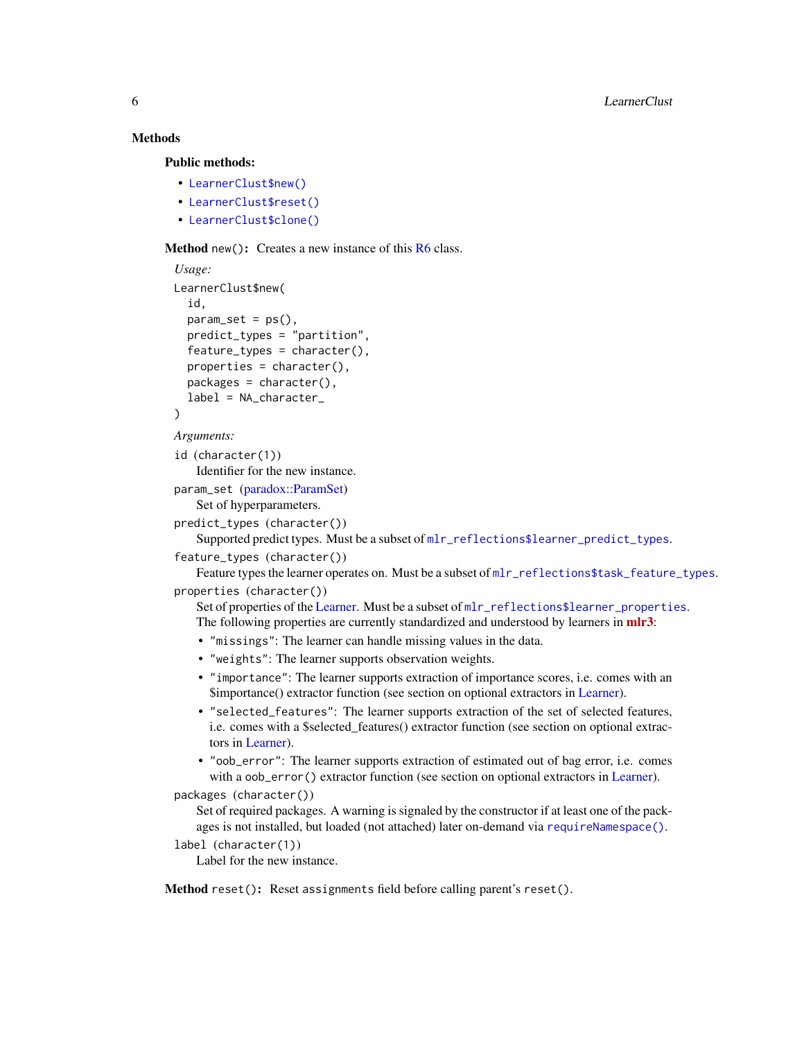## Methods

### Public methods:

- `LearnerClust$new()`
- `LearnerClust$reset()`
- `LearnerClust$clone()`

**Method** `new()`**:** Creates a new instance of this R6 class.

*Usage:*

```
LearnerClust$new(
  id,
  param_set = ps(),
  predict_types = "partition",
  feature_types = character(),
  properties = character(),
  packages = character(),
  label = NA_character_
)
```

*Arguments:*

`id` (`character(1)`)
: Identifier for the new instance.

`param_set` (paradox::ParamSet)
: Set of hyperparameters.

`predict_types` (`character()`)
: Supported predict types. Must be a subset of `mlr_reflections$learner_predict_types`.

`feature_types` (`character()`)
: Feature types the learner operates on. Must be a subset of `mlr_reflections$task_feature_types`.

`properties` (`character()`)
: Set of properties of the Learner. Must be a subset of `mlr_reflections$learner_properties`. The following properties are currently standardized and understood by learners in **mlr3**:

  - `"missings"`: The learner can handle missing values in the data.
  - `"weights"`: The learner supports observation weights.
  - `"importance"`: The learner supports extraction of importance scores, i.e. comes with an $importance() extractor function (see section on optional extractors in Learner).
  - `"selected_features"`: The learner supports extraction of the set of selected features, i.e. comes with a $selected_features() extractor function (see section on optional extractors in Learner).
  - `"oob_error"`: The learner supports extraction of estimated out of bag error, i.e. comes with a `oob_error()` extractor function (see section on optional extractors in Learner).

`packages` (`character()`)
: Set of required packages. A warning is signaled by the constructor if at least one of the packages is not installed, but loaded (not attached) later on-demand via `requireNamespace()`.

`label` (`character(1)`)
: Label for the new instance.

**Method** `reset()`**:** Reset `assignments` field before calling parent's `reset()`.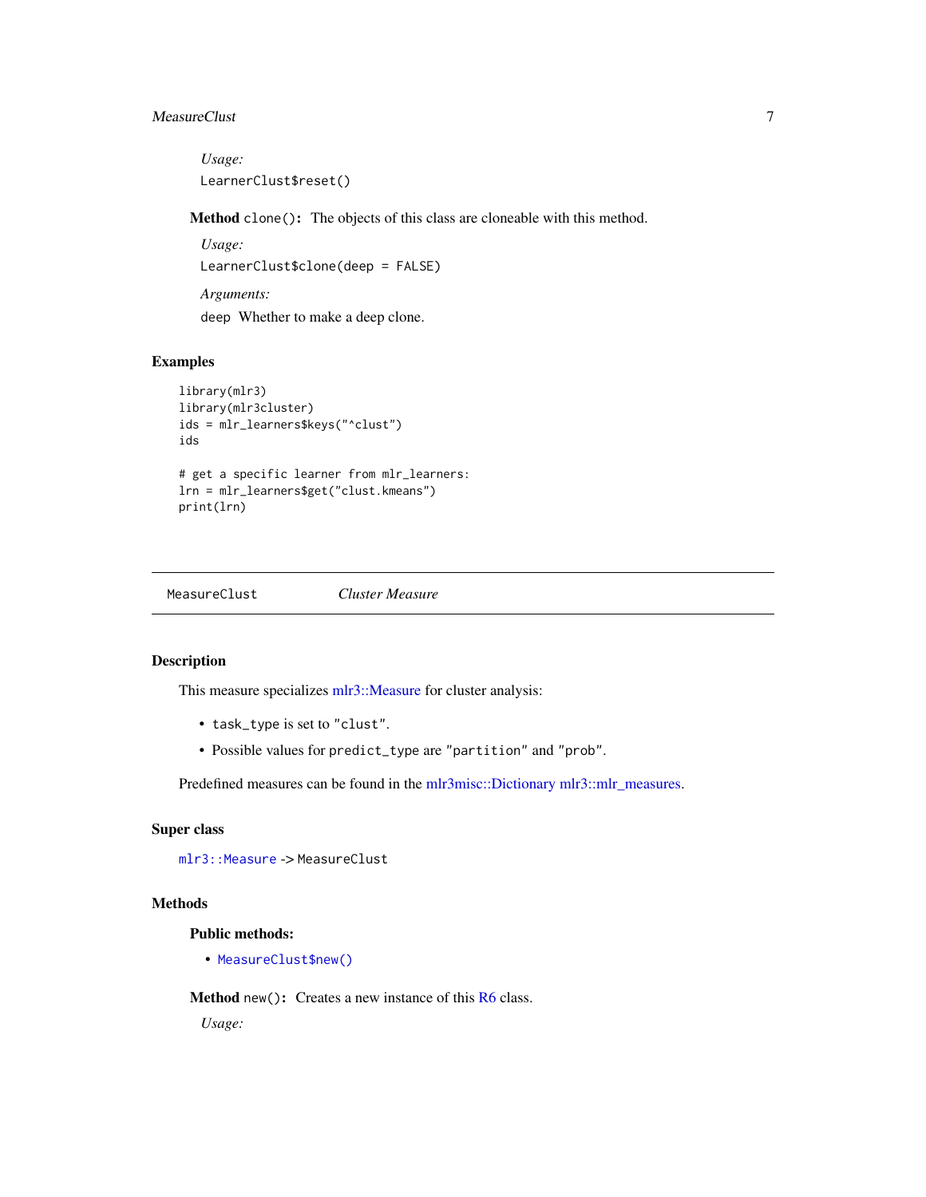*Usage:*

```
LearnerClust$reset()
```

**Method** `clone()`**:** The objects of this class are cloneable with this method.

*Usage:*

```
LearnerClust$clone(deep = FALSE)
```

*Arguments:*

`deep` Whether to make a deep clone.

## Examples

```
library(mlr3)
library(mlr3cluster)
ids = mlr_learners$keys("^clust")
ids

# get a specific learner from mlr_learners:
lrn = mlr_learners$get("clust.kmeans")
print(lrn)
```

---

`MeasureClust` *Cluster Measure*

---

## Description

This measure specializes mlr3::Measure for cluster analysis:

- `task_type` is set to `"clust"`.
- Possible values for `predict_type` are `"partition"` and `"prob"`.

Predefined measures can be found in the mlr3misc::Dictionary mlr3::mlr_measures.

## Super class

`mlr3::Measure` -> `MeasureClust`

## Methods

### Public methods:

- `MeasureClust$new()`

**Method** `new()`**:** Creates a new instance of this R6 class.

*Usage:*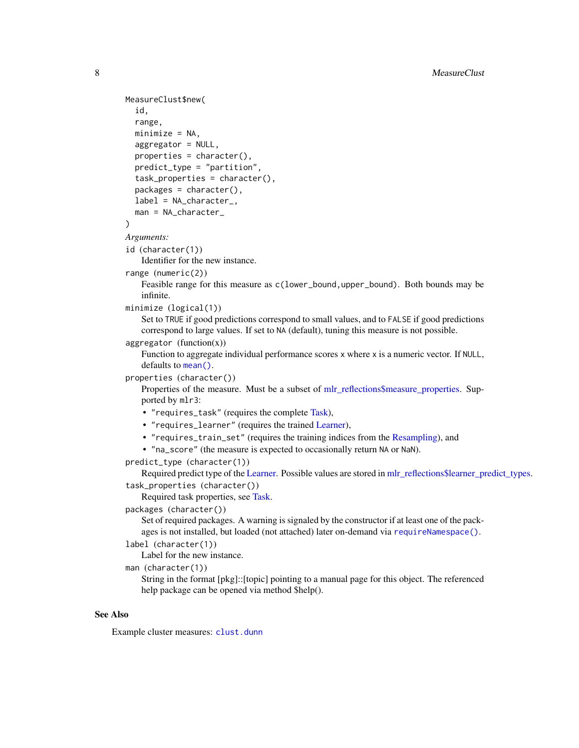```
MeasureClust$new(
  id,
  range,
  minimize = NA,
  aggregator = NULL,
  properties = character(),
  predict_type = "partition",
  task_properties = character(),
  packages = character(),
  label = NA_character_,
  man = NA_character_
)
```

*Arguments:*

`id` (`character(1)`)
: Identifier for the new instance.

`range` (`numeric(2)`)
: Feasible range for this measure as `c(lower_bound,upper_bound)`. Both bounds may be infinite.

`minimize` (`logical(1)`)
: Set to `TRUE` if good predictions correspond to small values, and to `FALSE` if good predictions correspond to large values. If set to `NA` (default), tuning this measure is not possible.

`aggregator` (function(x))
: Function to aggregate individual performance scores `x` where `x` is a numeric vector. If `NULL`, defaults to `mean()`.

`properties` (`character()`)
: Properties of the measure. Must be a subset of mlr_reflections$measure_properties. Supported by `mlr3`:
  - `"requires_task"` (requires the complete Task),
  - `"requires_learner"` (requires the trained Learner),
  - `"requires_train_set"` (requires the training indices from the Resampling), and
  - `"na_score"` (the measure is expected to occasionally return `NA` or `NaN`).

`predict_type` (`character(1)`)
: Required predict type of the Learner. Possible values are stored in mlr_reflections$learner_predict_types.

`task_properties` (`character()`)
: Required task properties, see Task.

`packages` (`character()`)
: Set of required packages. A warning is signaled by the constructor if at least one of the packages is not installed, but loaded (not attached) later on-demand via `requireNamespace()`.

`label` (`character(1)`)
: Label for the new instance.

`man` (`character(1)`)
: String in the format [pkg]::[topic] pointing to a manual page for this object. The referenced help package can be opened via method $help().

## See Also

Example cluster measures: `clust.dunn`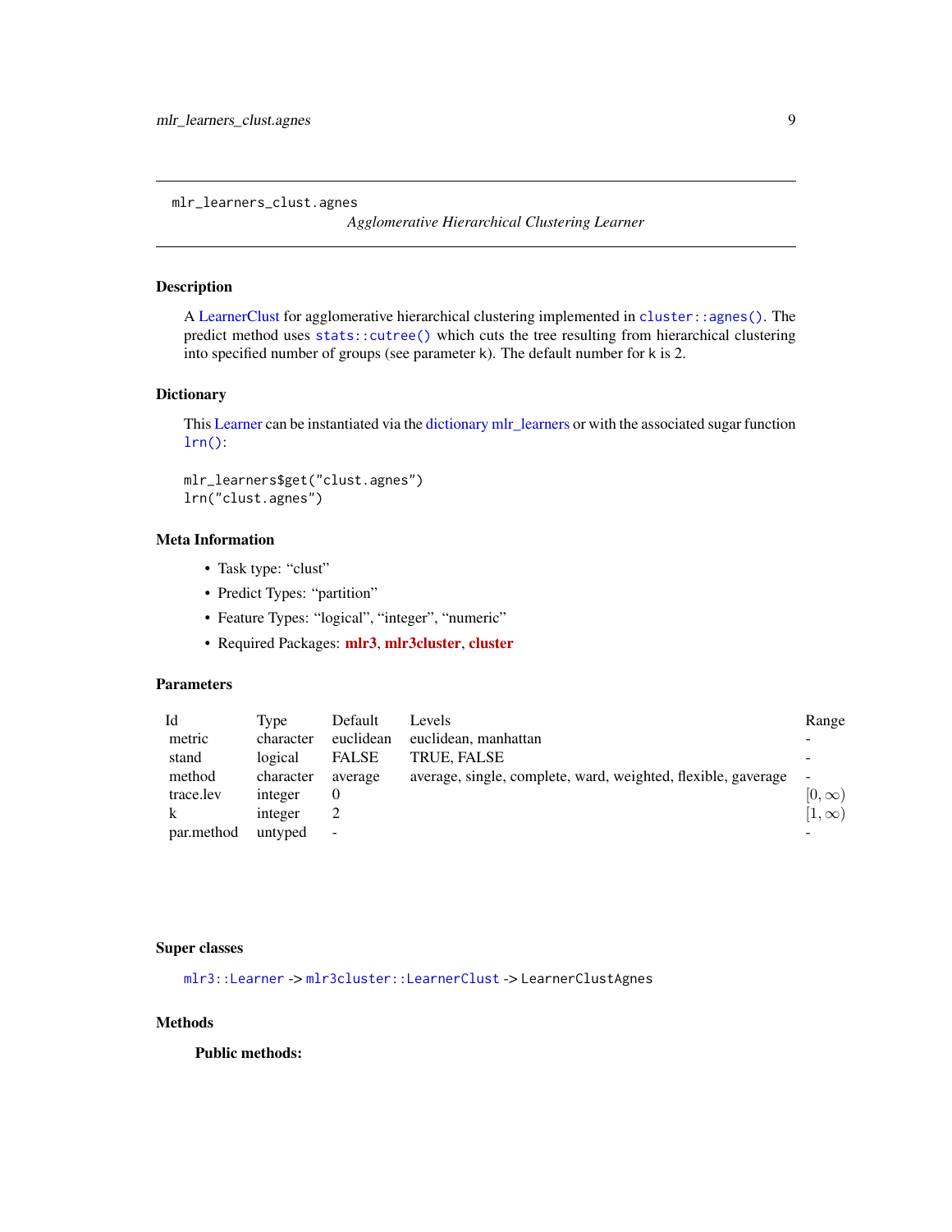# mlr_learners_clust.agnes

*Agglomerative Hierarchical Clustering Learner*

## Description

A LearnerClust for agglomerative hierarchical clustering implemented in `cluster::agnes()`. The predict method uses `stats::cutree()` which cuts the tree resulting from hierarchical clustering into specified number of groups (see parameter k). The default number for k is 2.

## Dictionary

This Learner can be instantiated via the dictionary mlr_learners or with the associated sugar function `lrn()`:

```
mlr_learners$get("clust.agnes")
lrn("clust.agnes")
```

## Meta Information

- Task type: "clust"
- Predict Types: "partition"
- Feature Types: "logical", "integer", "numeric"
- Required Packages: **mlr3**, **mlr3cluster**, **cluster**

## Parameters

| Id | Type | Default | Levels | Range |
|---|---|---|---|---|
| metric | character | euclidean | euclidean, manhattan | - |
| stand | logical | FALSE | TRUE, FALSE | - |
| method | character | average | average, single, complete, ward, weighted, flexible, gaverage | - |
| trace.lev | integer | 0 | | $[0, \infty)$ |
| k | integer | 2 | | $[1, \infty)$ |
| par.method | untyped | - | | - |

## Super classes

`mlr3::Learner` -> `mlr3cluster::LearnerClust` -> `LearnerClustAgnes`

## Methods

### Public methods: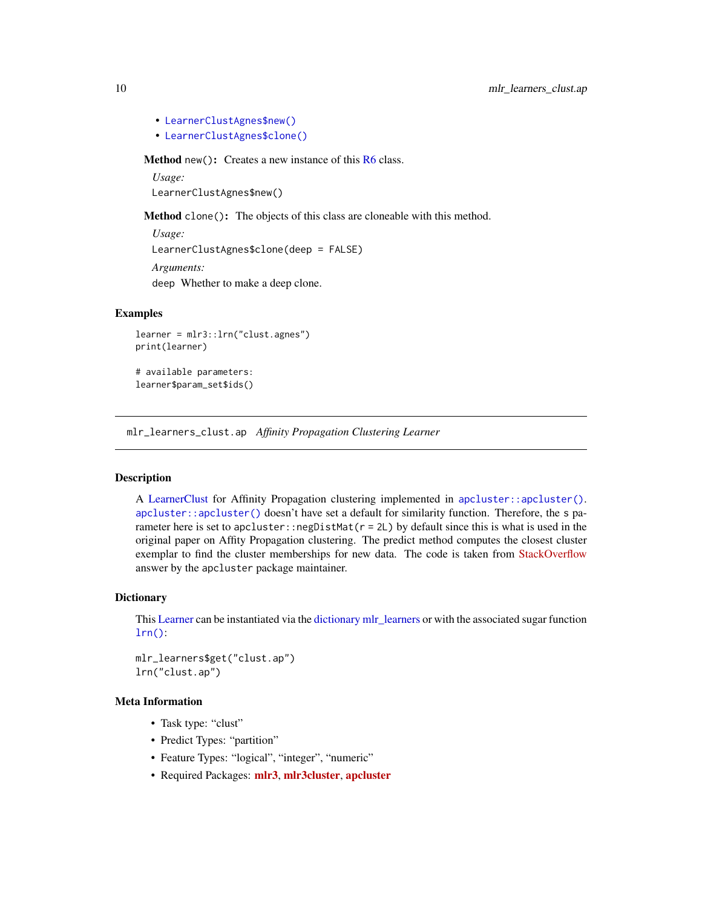- `LearnerClustAgnes$new()`
- `LearnerClustAgnes$clone()`

**Method** `new()`: Creates a new instance of this R6 class.

*Usage:*

```
LearnerClustAgnes$new()
```

**Method** `clone()`: The objects of this class are cloneable with this method.

*Usage:*

```
LearnerClustAgnes$clone(deep = FALSE)
```

*Arguments:*

`deep` Whether to make a deep clone.

### Examples

```
learner = mlr3::lrn("clust.agnes")
print(learner)

# available parameters:
learner$param_set$ids()
```

---

## mlr_learners_clust.ap *Affinity Propagation Clustering Learner*

---

### Description

A LearnerClust for Affinity Propagation clustering implemented in `apcluster::apcluster()`. `apcluster::apcluster()` doesn't have set a default for similarity function. Therefore, the s parameter here is set to `apcluster::negDistMat(r = 2L)` by default since this is what is used in the original paper on Affity Propagation clustering. The predict method computes the closest cluster exemplar to find the cluster memberships for new data. The code is taken from StackOverflow answer by the `apcluster` package maintainer.

### Dictionary

This Learner can be instantiated via the dictionary mlr_learners or with the associated sugar function `lrn()`:

```
mlr_learners$get("clust.ap")
lrn("clust.ap")
```

### Meta Information

- Task type: "clust"
- Predict Types: "partition"
- Feature Types: "logical", "integer", "numeric"
- Required Packages: **mlr3**, **mlr3cluster**, **apcluster**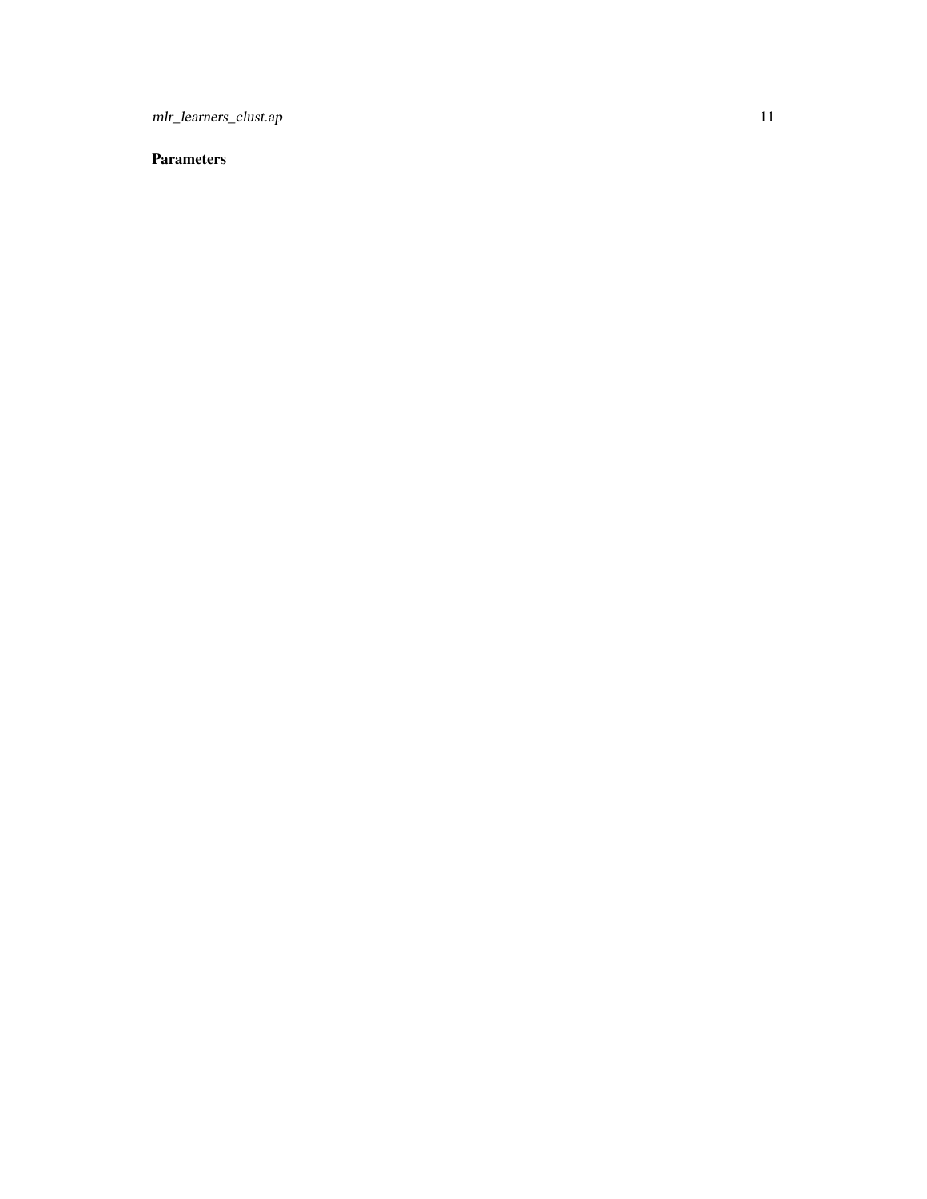### Parameters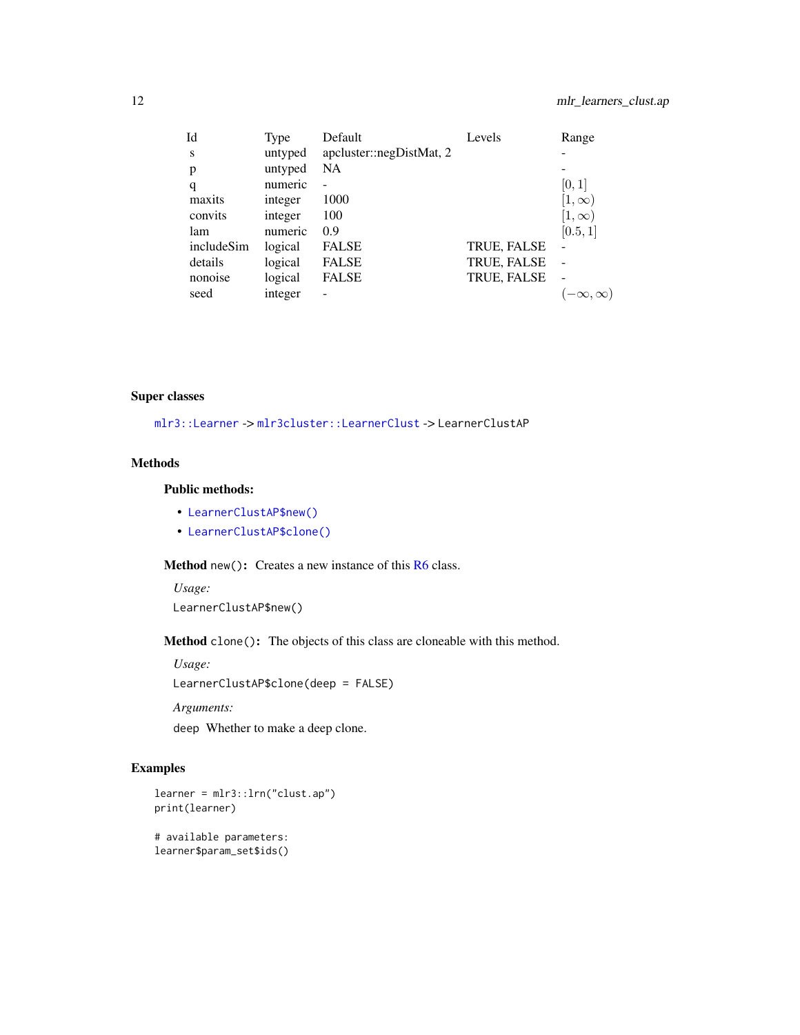| Id | Type | Default | Levels | Range |
|---|---|---|---|---|
| s | untyped | apcluster::negDistMat, 2 | | - |
| p | untyped | NA | | - |
| q | numeric | - | | $[0, 1]$ |
| maxits | integer | 1000 | | $[1, \infty)$ |
| convits | integer | 100 | | $[1, \infty)$ |
| lam | numeric | 0.9 | | $[0.5, 1]$ |
| includeSim | logical | FALSE | TRUE, FALSE | - |
| details | logical | FALSE | TRUE, FALSE | - |
| nonoise | logical | FALSE | TRUE, FALSE | - |
| seed | integer | - | | $(-\infty, \infty)$ |

## Super classes

`mlr3::Learner` -> `mlr3cluster::LearnerClust` -> `LearnerClustAP`

## Methods

### Public methods:

- `LearnerClustAP$new()`
- `LearnerClustAP$clone()`

**Method** `new()`**:** Creates a new instance of this R6 class.

*Usage:*

```
LearnerClustAP$new()
```

**Method** `clone()`**:** The objects of this class are cloneable with this method.

*Usage:*

```
LearnerClustAP$clone(deep = FALSE)
```

*Arguments:*

`deep` Whether to make a deep clone.

## Examples

```
learner = mlr3::lrn("clust.ap")
print(learner)

# available parameters:
learner$param_set$ids()
```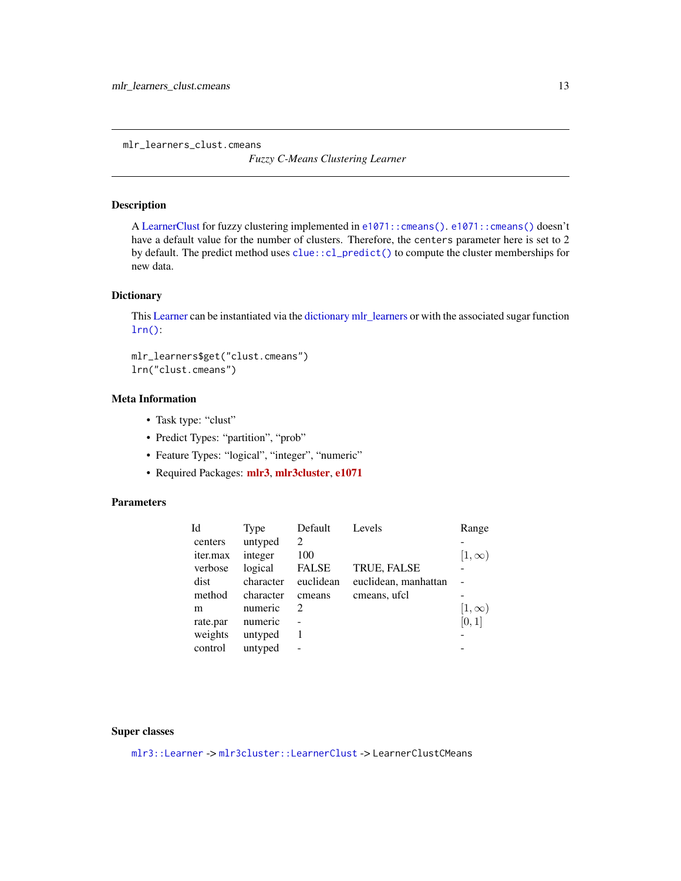## mlr_learners_clust.cmeans

*Fuzzy C-Means Clustering Learner*

### Description

A LearnerClust for fuzzy clustering implemented in `e1071::cmeans()`. `e1071::cmeans()` doesn't have a default value for the number of clusters. Therefore, the `centers` parameter here is set to 2 by default. The predict method uses `clue::cl_predict()` to compute the cluster memberships for new data.

### Dictionary

This Learner can be instantiated via the dictionary mlr_learners or with the associated sugar function `lrn()`:

```
mlr_learners$get("clust.cmeans")
lrn("clust.cmeans")
```

### Meta Information

- Task type: "clust"
- Predict Types: "partition", "prob"
- Feature Types: "logical", "integer", "numeric"
- Required Packages: **mlr3**, **mlr3cluster**, **e1071**

### Parameters

| Id | Type | Default | Levels | Range |
|---|---|---|---|---|
| centers | untyped | 2 | | - |
| iter.max | integer | 100 | | $[1, \infty)$ |
| verbose | logical | FALSE | TRUE, FALSE | - |
| dist | character | euclidean | euclidean, manhattan | - |
| method | character | cmeans | cmeans, ufcl | - |
| m | numeric | 2 | | $[1, \infty)$ |
| rate.par | numeric | - | | $[0, 1]$ |
| weights | untyped | 1 | | - |
| control | untyped | - | | - |

### Super classes

`mlr3::Learner` -> `mlr3cluster::LearnerClust` -> `LearnerClustCMeans`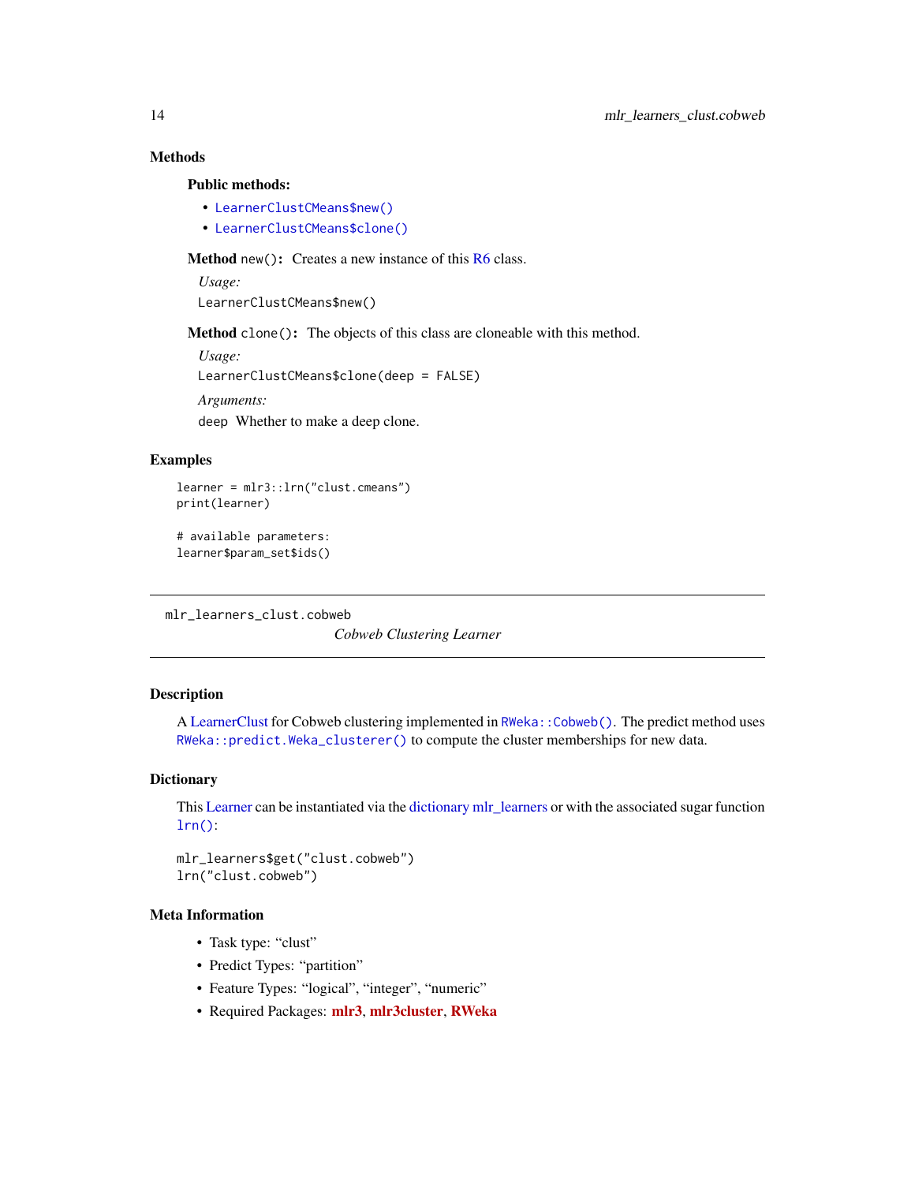## Methods

### Public methods:

- `LearnerClustCMeans$new()`
- `LearnerClustCMeans$clone()`

**Method** `new()`**:** Creates a new instance of this R6 class.

*Usage:*

```
LearnerClustCMeans$new()
```

**Method** `clone()`**:** The objects of this class are cloneable with this method.

*Usage:*

```
LearnerClustCMeans$clone(deep = FALSE)
```

*Arguments:*

`deep` Whether to make a deep clone.

## Examples

```
learner = mlr3::lrn("clust.cmeans")
print(learner)

# available parameters:
learner$param_set$ids()
```

---

`mlr_learners_clust.cobweb` *Cobweb Clustering Learner*

---

## Description

A LearnerClust for Cobweb clustering implemented in `RWeka::Cobweb()`. The predict method uses `RWeka::predict.Weka_clusterer()` to compute the cluster memberships for new data.

## Dictionary

This Learner can be instantiated via the dictionary mlr_learners or with the associated sugar function `lrn()`:

```
mlr_learners$get("clust.cobweb")
lrn("clust.cobweb")
```

## Meta Information

- Task type: “clust”
- Predict Types: “partition”
- Feature Types: “logical”, “integer”, “numeric”
- Required Packages: **mlr3**, **mlr3cluster**, **RWeka**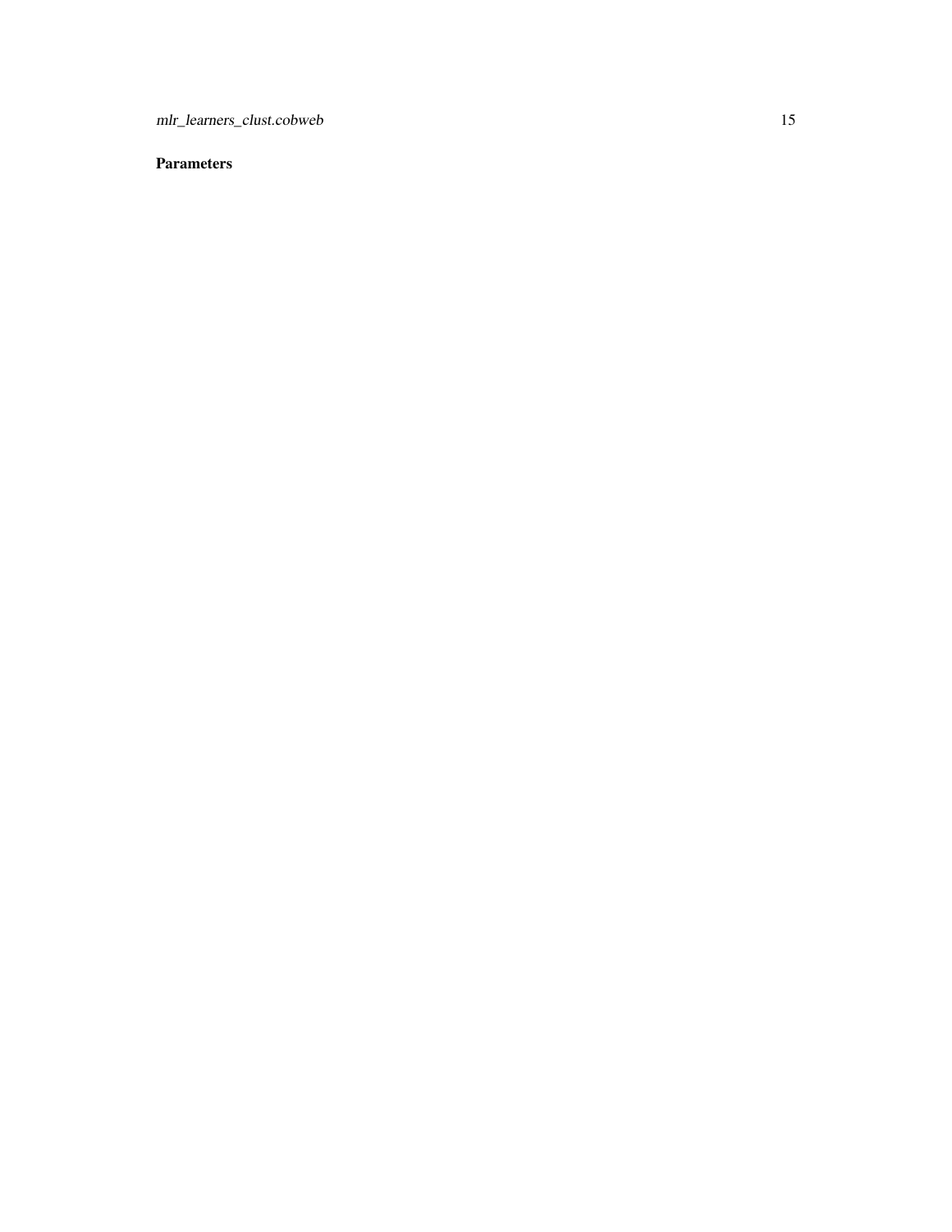## Parameters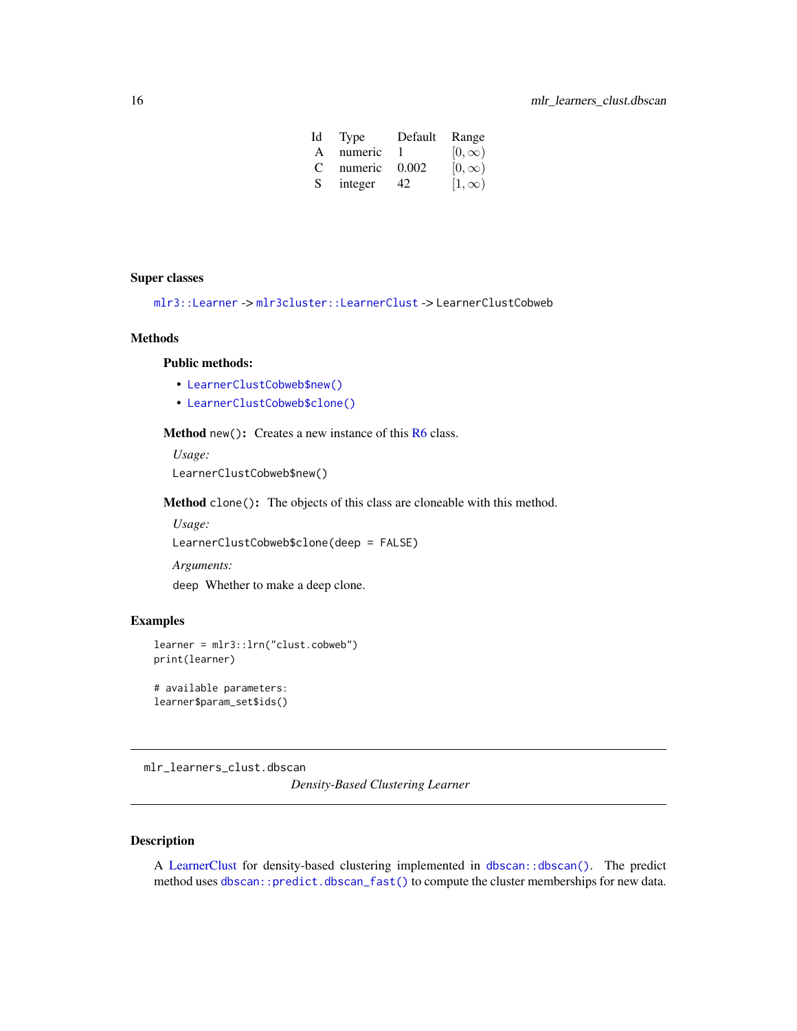| Id | Type | Default | Range |
|---|---|---|---|
| A | numeric | 1 | $[0, \infty)$ |
| C | numeric | 0.002 | $[0, \infty)$ |
| S | integer | 42 | $[1, \infty)$ |

### Super classes

`mlr3::Learner` -> `mlr3cluster::LearnerClust` -> `LearnerClustCobweb`

### Methods

#### Public methods:

- `LearnerClustCobweb$new()`
- `LearnerClustCobweb$clone()`

**Method** `new()`**:** Creates a new instance of this R6 class.

*Usage:*

```
LearnerClustCobweb$new()
```

**Method** `clone()`**:** The objects of this class are cloneable with this method.

*Usage:*

```
LearnerClustCobweb$clone(deep = FALSE)
```

*Arguments:*

`deep` Whether to make a deep clone.

### Examples

```
learner = mlr3::lrn("clust.cobweb")
print(learner)

# available parameters:
learner$param_set$ids()
```

---

## mlr_learners_clust.dbscan — *Density-Based Clustering Learner*

---

### Description

A LearnerClust for density-based clustering implemented in `dbscan::dbscan()`. The predict method uses `dbscan::predict.dbscan_fast()` to compute the cluster memberships for new data.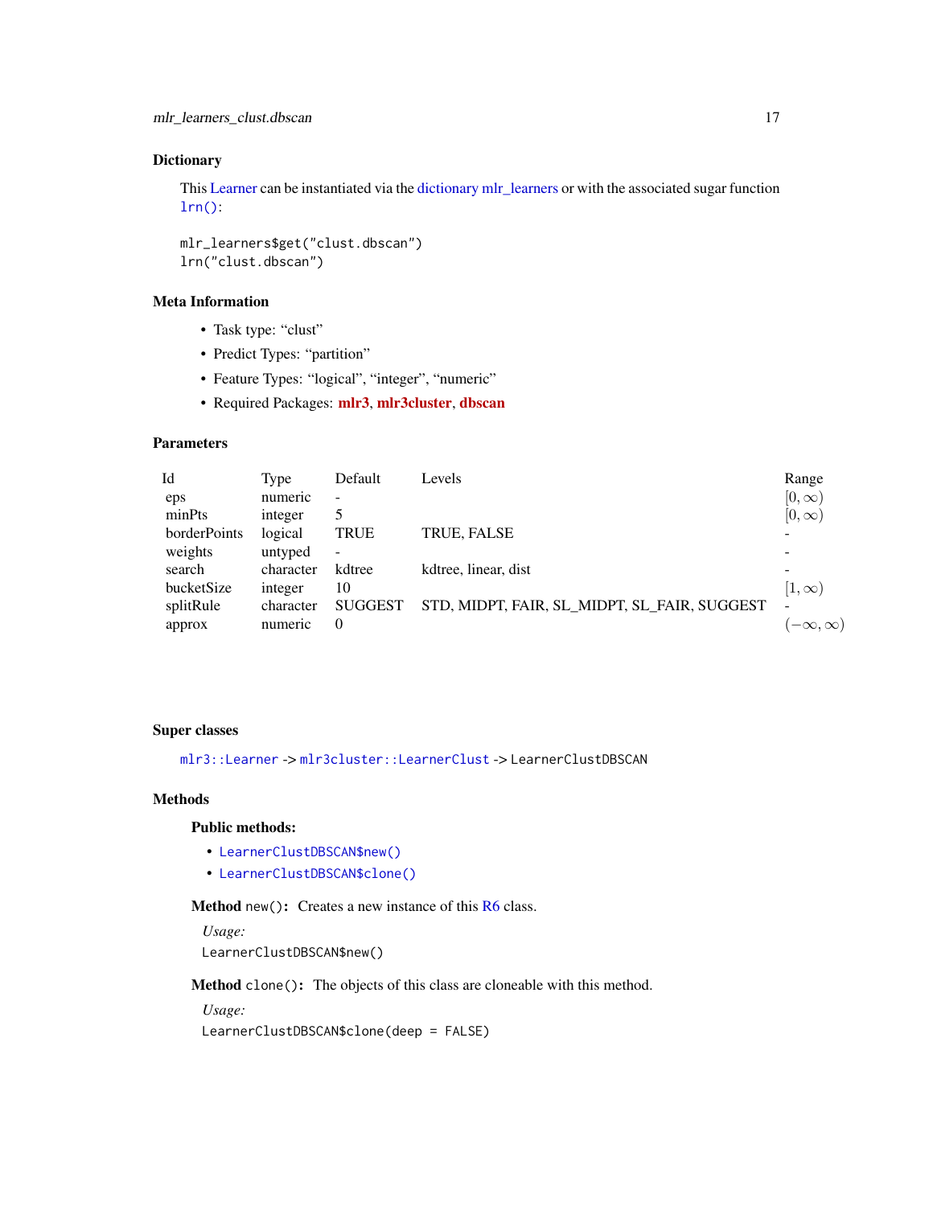## Dictionary

This Learner can be instantiated via the dictionary mlr_learners or with the associated sugar function `lrn()`:

```
mlr_learners$get("clust.dbscan")
lrn("clust.dbscan")
```

## Meta Information

- Task type: “clust”
- Predict Types: “partition”
- Feature Types: “logical”, “integer”, “numeric”
- Required Packages: **mlr3**, **mlr3cluster**, **dbscan**

## Parameters

| Id | Type | Default | Levels | Range |
|---|---|---|---|---|
| eps | numeric | - | | $[0, \infty)$ |
| minPts | integer | 5 | | $[0, \infty)$ |
| borderPoints | logical | TRUE | TRUE, FALSE | - |
| weights | untyped | - | | - |
| search | character | kdtree | kdtree, linear, dist | - |
| bucketSize | integer | 10 | | $[1, \infty)$ |
| splitRule | character | SUGGEST | STD, MIDPT, FAIR, SL_MIDPT, SL_FAIR, SUGGEST | - |
| approx | numeric | 0 | | $(-\infty, \infty)$ |

## Super classes

`mlr3::Learner` -> `mlr3cluster::LearnerClust` -> `LearnerClustDBSCAN`

## Methods

### Public methods:

- `LearnerClustDBSCAN$new()`
- `LearnerClustDBSCAN$clone()`

**Method** `new()`**:** Creates a new instance of this R6 class.

*Usage:*

```
LearnerClustDBSCAN$new()
```

**Method** `clone()`**:** The objects of this class are cloneable with this method.

*Usage:*

```
LearnerClustDBSCAN$clone(deep = FALSE)
```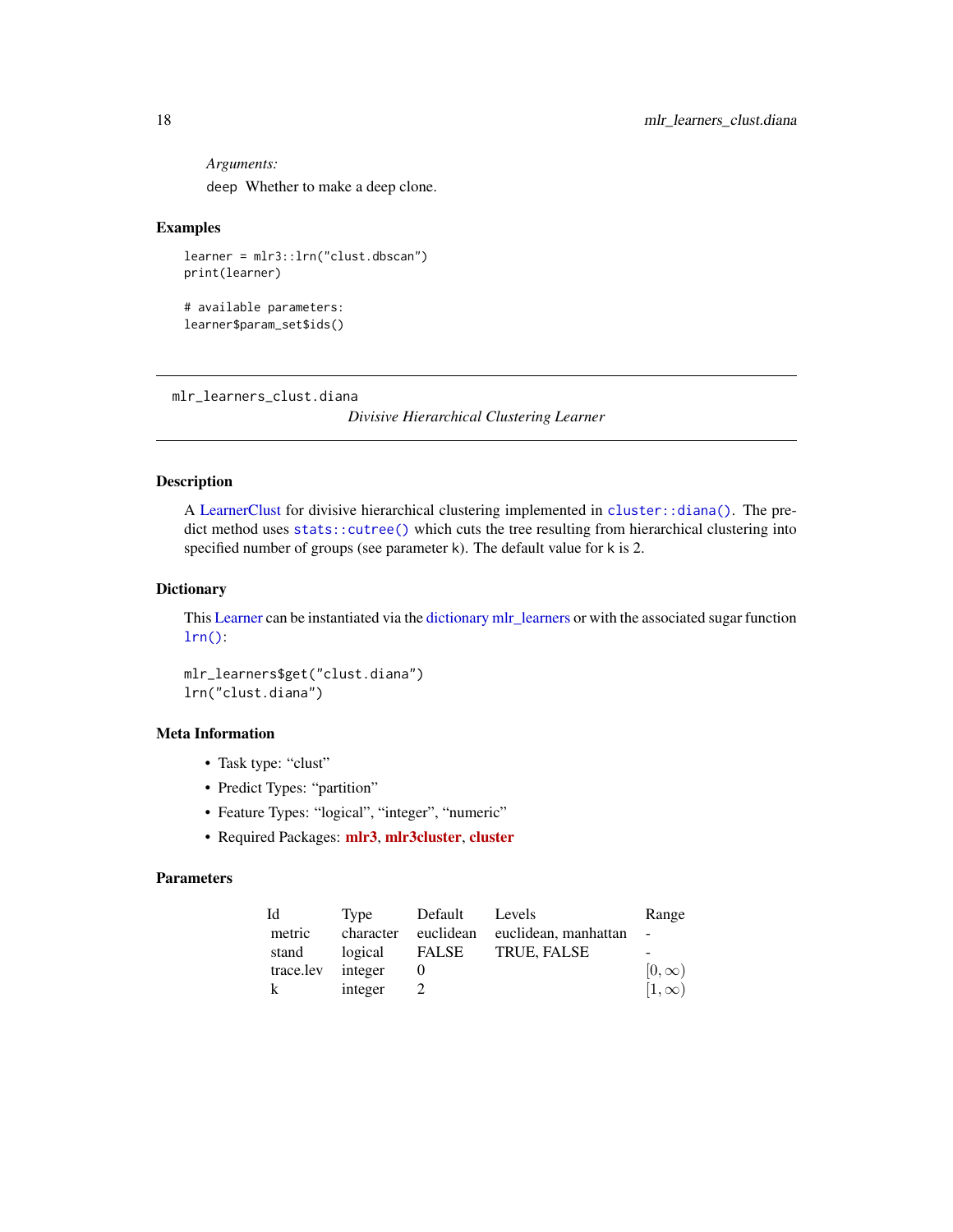*Arguments:*

`deep` Whether to make a deep clone.

## Examples

```
learner = mlr3::lrn("clust.dbscan")
print(learner)

# available parameters:
learner$param_set$ids()
```

---

`mlr_learners_clust.diana` *Divisive Hierarchical Clustering Learner*

---

## Description

A LearnerClust for divisive hierarchical clustering implemented in `cluster::diana()`. The predict method uses `stats::cutree()` which cuts the tree resulting from hierarchical clustering into specified number of groups (see parameter k). The default value for k is 2.

## Dictionary

This Learner can be instantiated via the dictionary mlr_learners or with the associated sugar function `lrn()`:

```
mlr_learners$get("clust.diana")
lrn("clust.diana")
```

## Meta Information

- Task type: “clust”
- Predict Types: “partition”
- Feature Types: “logical”, “integer”, “numeric”
- Required Packages: **mlr3**, **mlr3cluster**, **cluster**

## Parameters

| Id | Type | Default | Levels | Range |
|---|---|---|---|---|
| metric | character | euclidean | euclidean, manhattan | - |
| stand | logical | FALSE | TRUE, FALSE | - |
| trace.lev | integer | 0 | | $[0, \infty)$ |
| k | integer | 2 | | $[1, \infty)$ |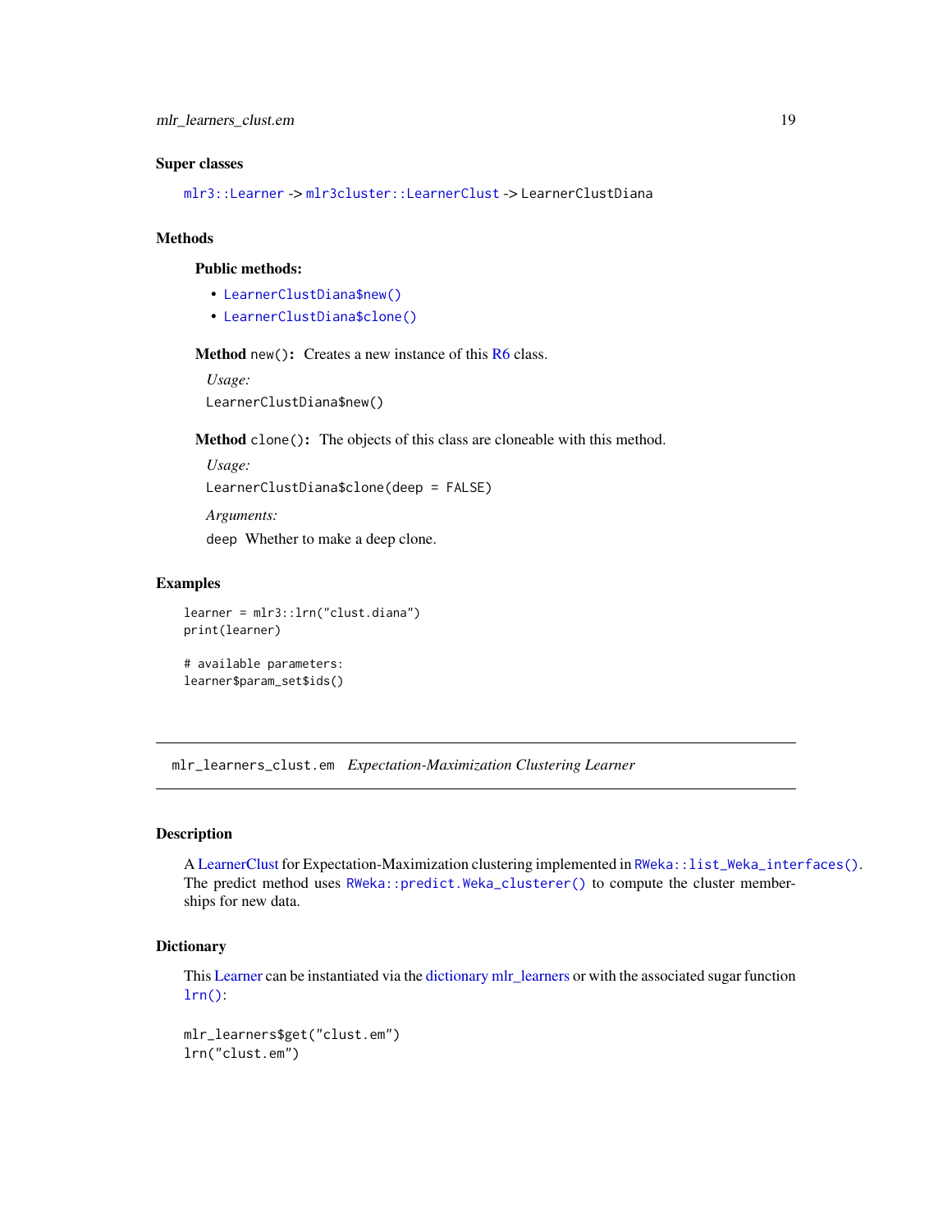### Super classes

`mlr3::Learner` -> `mlr3cluster::LearnerClust` -> `LearnerClustDiana`

### Methods

#### Public methods:

- `LearnerClustDiana$new()`
- `LearnerClustDiana$clone()`

**Method** `new()`**:** Creates a new instance of this R6 class.

*Usage:*

```
LearnerClustDiana$new()
```

**Method** `clone()`**:** The objects of this class are cloneable with this method.

*Usage:*

```
LearnerClustDiana$clone(deep = FALSE)
```

*Arguments:*

`deep` Whether to make a deep clone.

### Examples

```
learner = mlr3::lrn("clust.diana")
print(learner)

# available parameters:
learner$param_set$ids()
```

---

## mlr_learners_clust.em *Expectation-Maximization Clustering Learner*

---

### Description

A LearnerClust for Expectation-Maximization clustering implemented in `RWeka::list_Weka_interfaces()`. The predict method uses `RWeka::predict.Weka_clusterer()` to compute the cluster memberships for new data.

### Dictionary

This Learner can be instantiated via the dictionary mlr_learners or with the associated sugar function `lrn()`:

```
mlr_learners$get("clust.em")
lrn("clust.em")
```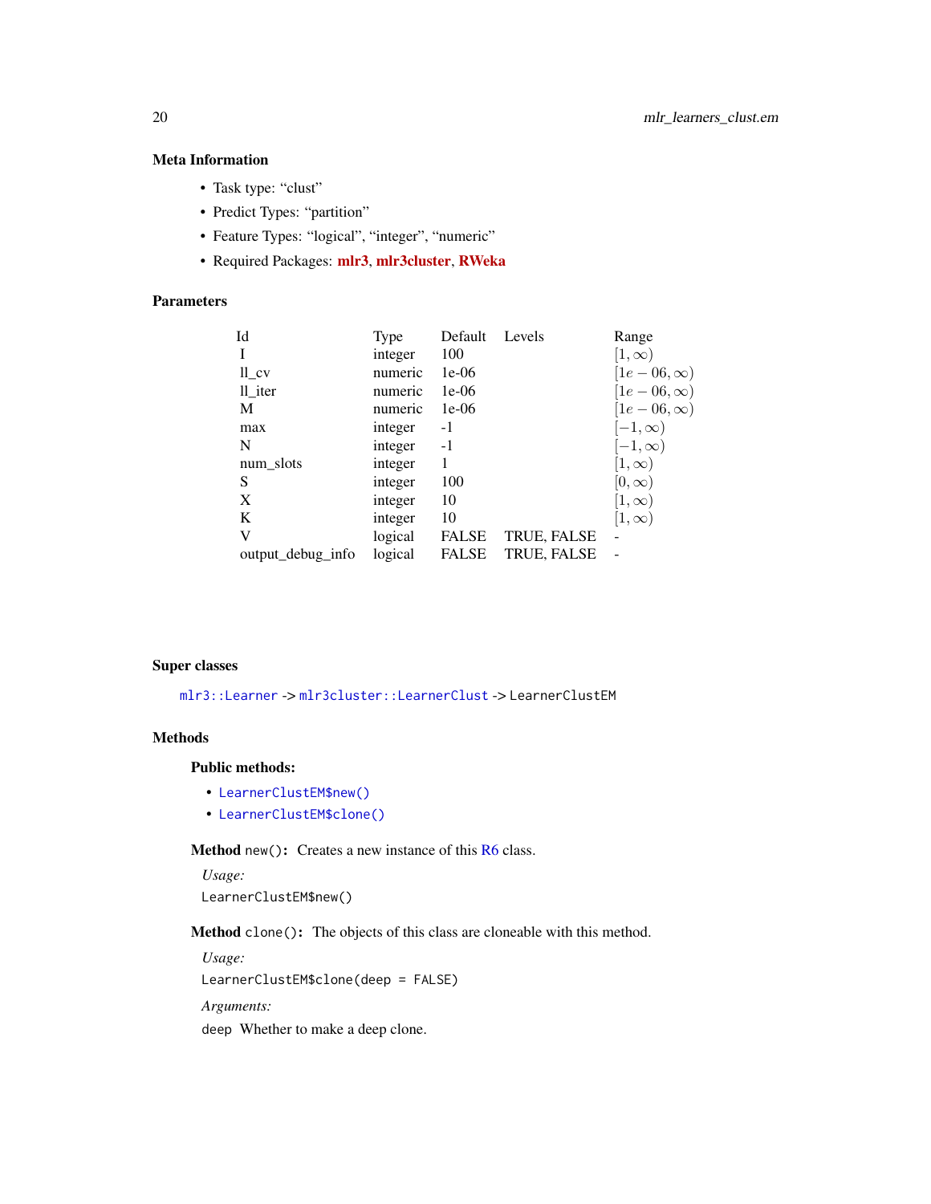### Meta Information

- Task type: “clust”
- Predict Types: “partition”
- Feature Types: “logical”, “integer”, “numeric”
- Required Packages: **mlr3**, **mlr3cluster**, **RWeka**

### Parameters

| Id | Type | Default | Levels | Range |
|---|---|---|---|---|
| I | integer | 100 | | $[1, \infty)$ |
| ll_cv | numeric | 1e-06 | | $[1e-06, \infty)$ |
| ll_iter | numeric | 1e-06 | | $[1e-06, \infty)$ |
| M | numeric | 1e-06 | | $[1e-06, \infty)$ |
| max | integer | -1 | | $[-1, \infty)$ |
| N | integer | -1 | | $[-1, \infty)$ |
| num_slots | integer | 1 | | $[1, \infty)$ |
| S | integer | 100 | | $[0, \infty)$ |
| X | integer | 10 | | $[1, \infty)$ |
| K | integer | 10 | | $[1, \infty)$ |
| V | logical | FALSE | TRUE, FALSE | - |
| output_debug_info | logical | FALSE | TRUE, FALSE | - |

### Super classes

`mlr3::Learner` -> `mlr3cluster::LearnerClust` -> `LearnerClustEM`

### Methods

#### Public methods:

- `LearnerClustEM$new()`
- `LearnerClustEM$clone()`

**Method** `new()`**:** Creates a new instance of this R6 class.

*Usage:*

```
LearnerClustEM$new()
```

**Method** `clone()`**:** The objects of this class are cloneable with this method.

*Usage:*

```
LearnerClustEM$clone(deep = FALSE)
```

*Arguments:*

`deep` Whether to make a deep clone.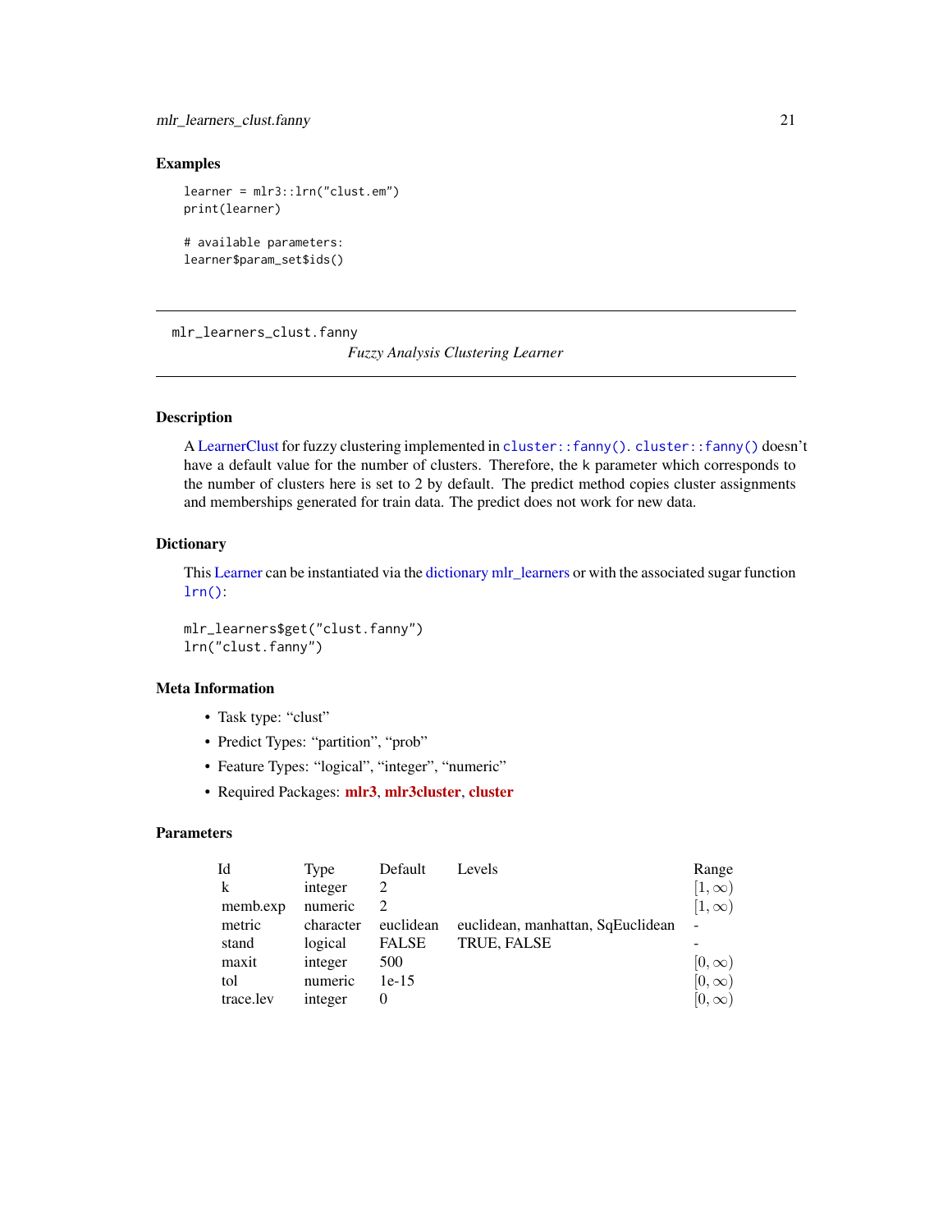## Examples

```
learner = mlr3::lrn("clust.em")
print(learner)

# available parameters:
learner$param_set$ids()
```

---

`mlr_learners_clust.fanny`        *Fuzzy Analysis Clustering Learner*

---

### Description

A LearnerClust for fuzzy clustering implemented in `cluster::fanny()`. `cluster::fanny()` doesn't have a default value for the number of clusters. Therefore, the `k` parameter which corresponds to the number of clusters here is set to 2 by default. The predict method copies cluster assignments and memberships generated for train data. The predict does not work for new data.

### Dictionary

This Learner can be instantiated via the dictionary mlr_learners or with the associated sugar function `lrn()`:

```
mlr_learners$get("clust.fanny")
lrn("clust.fanny")
```

### Meta Information

- Task type: "clust"
- Predict Types: "partition", "prob"
- Feature Types: "logical", "integer", "numeric"
- Required Packages: **mlr3**, **mlr3cluster**, **cluster**

### Parameters

| Id | Type | Default | Levels | Range |
|---|---|---|---|---|
| k | integer | 2 | | $[1, \infty)$ |
| memb.exp | numeric | 2 | | $[1, \infty)$ |
| metric | character | euclidean | euclidean, manhattan, SqEuclidean | - |
| stand | logical | FALSE | TRUE, FALSE | - |
| maxit | integer | 500 | | $[0, \infty)$ |
| tol | numeric | 1e-15 | | $[0, \infty)$ |
| trace.lev | integer | 0 | | $[0, \infty)$ |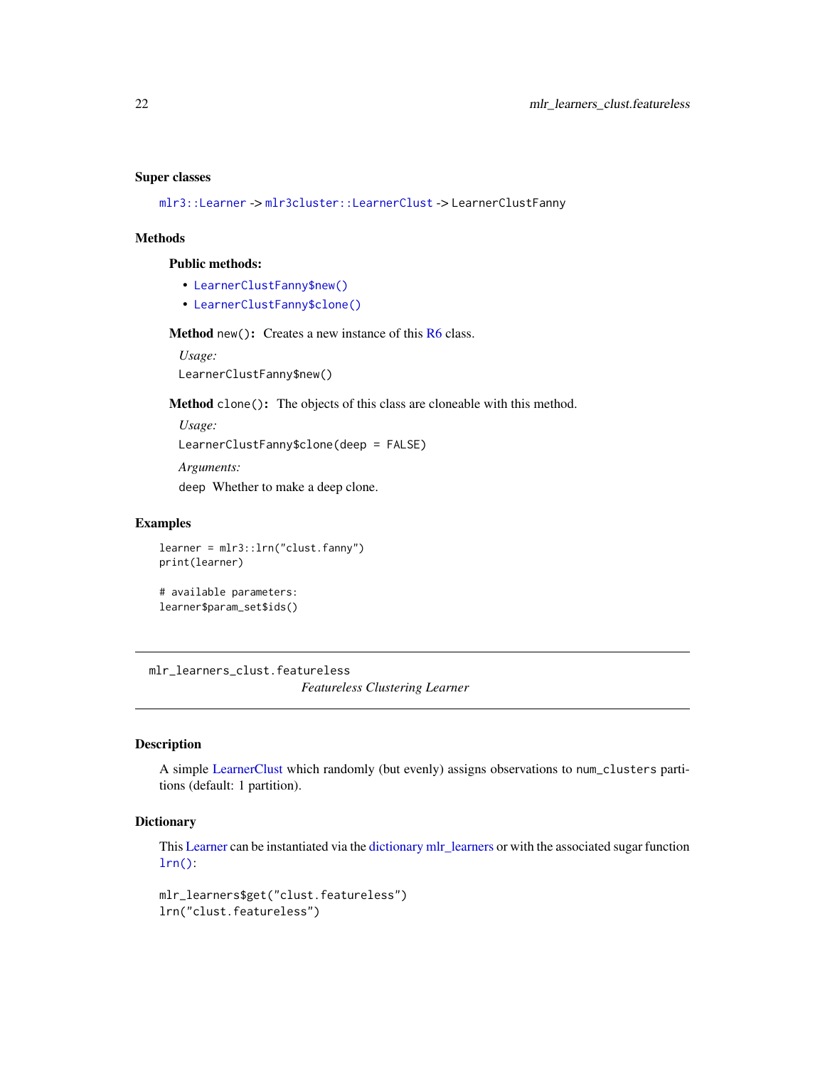### Super classes

`mlr3::Learner` -> `mlr3cluster::LearnerClust` -> `LearnerClustFanny`

### Methods

#### Public methods:

- `LearnerClustFanny$new()`
- `LearnerClustFanny$clone()`

**Method** `new()`: Creates a new instance of this R6 class.

*Usage:*

```
LearnerClustFanny$new()
```

**Method** `clone()`: The objects of this class are cloneable with this method.

*Usage:*

```
LearnerClustFanny$clone(deep = FALSE)
```

*Arguments:*

`deep` Whether to make a deep clone.

### Examples

```
learner = mlr3::lrn("clust.fanny")
print(learner)

# available parameters:
learner$param_set$ids()
```

---

`mlr_learners_clust.featureless`    *Featureless Clustering Learner*

---

### Description

A simple LearnerClust which randomly (but evenly) assigns observations to `num_clusters` partitions (default: 1 partition).

### Dictionary

This Learner can be instantiated via the dictionary mlr_learners or with the associated sugar function `lrn()`:

```
mlr_learners$get("clust.featureless")
lrn("clust.featureless")
```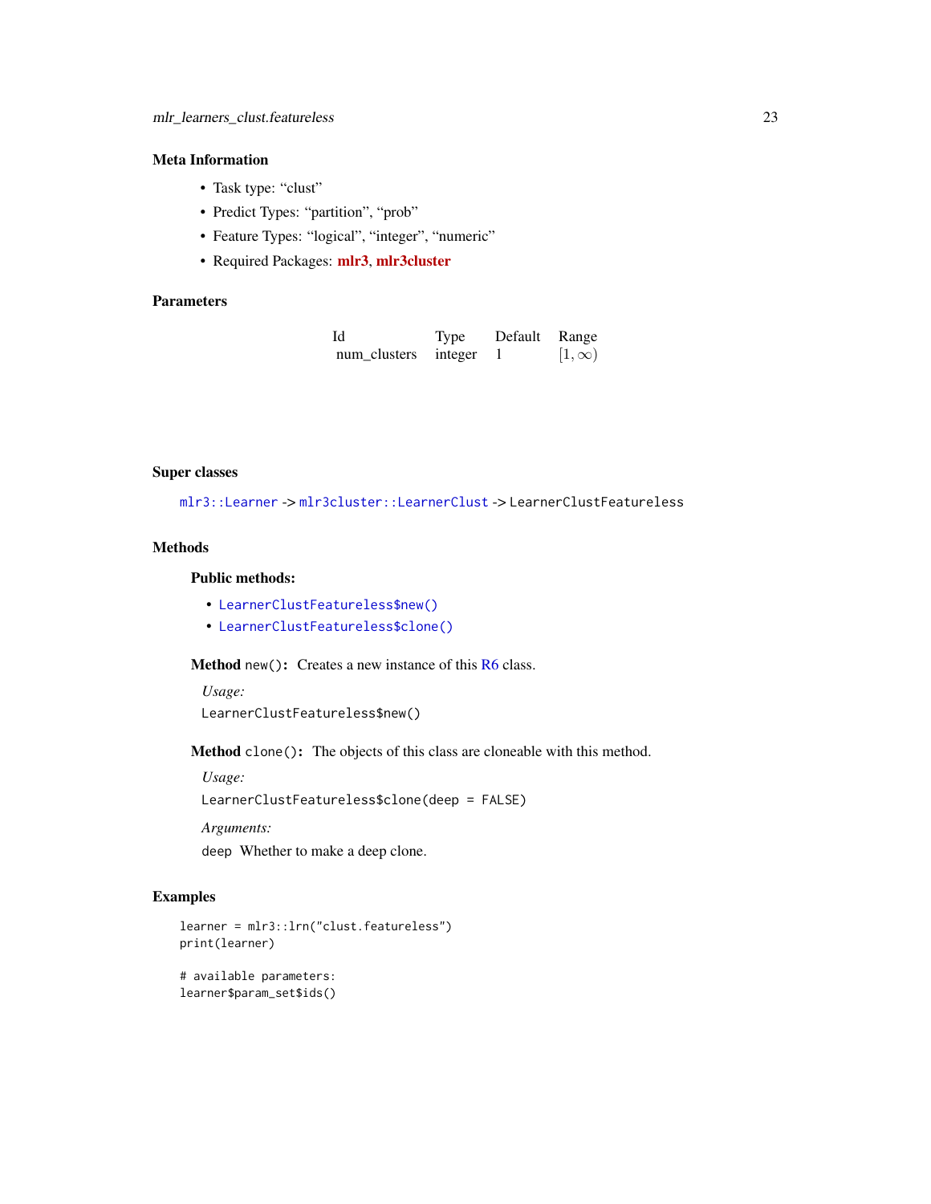### Meta Information

- Task type: "clust"
- Predict Types: "partition", "prob"
- Feature Types: "logical", "integer", "numeric"
- Required Packages: **mlr3**, **mlr3cluster**

### Parameters

| Id | Type | Default | Range |
|---|---|---|---|
| num_clusters | integer | 1 | $[1, \infty)$ |

### Super classes

`mlr3::Learner` -> `mlr3cluster::LearnerClust` -> `LearnerClustFeatureless`

### Methods

#### Public methods:

- `LearnerClustFeatureless$new()`
- `LearnerClustFeatureless$clone()`

**Method** `new()`**:** Creates a new instance of this R6 class.

*Usage:*

```
LearnerClustFeatureless$new()
```

**Method** `clone()`**:** The objects of this class are cloneable with this method.

*Usage:*

```
LearnerClustFeatureless$clone(deep = FALSE)
```

*Arguments:*

`deep` Whether to make a deep clone.

### Examples

```
learner = mlr3::lrn("clust.featureless")
print(learner)

# available parameters:
learner$param_set$ids()
```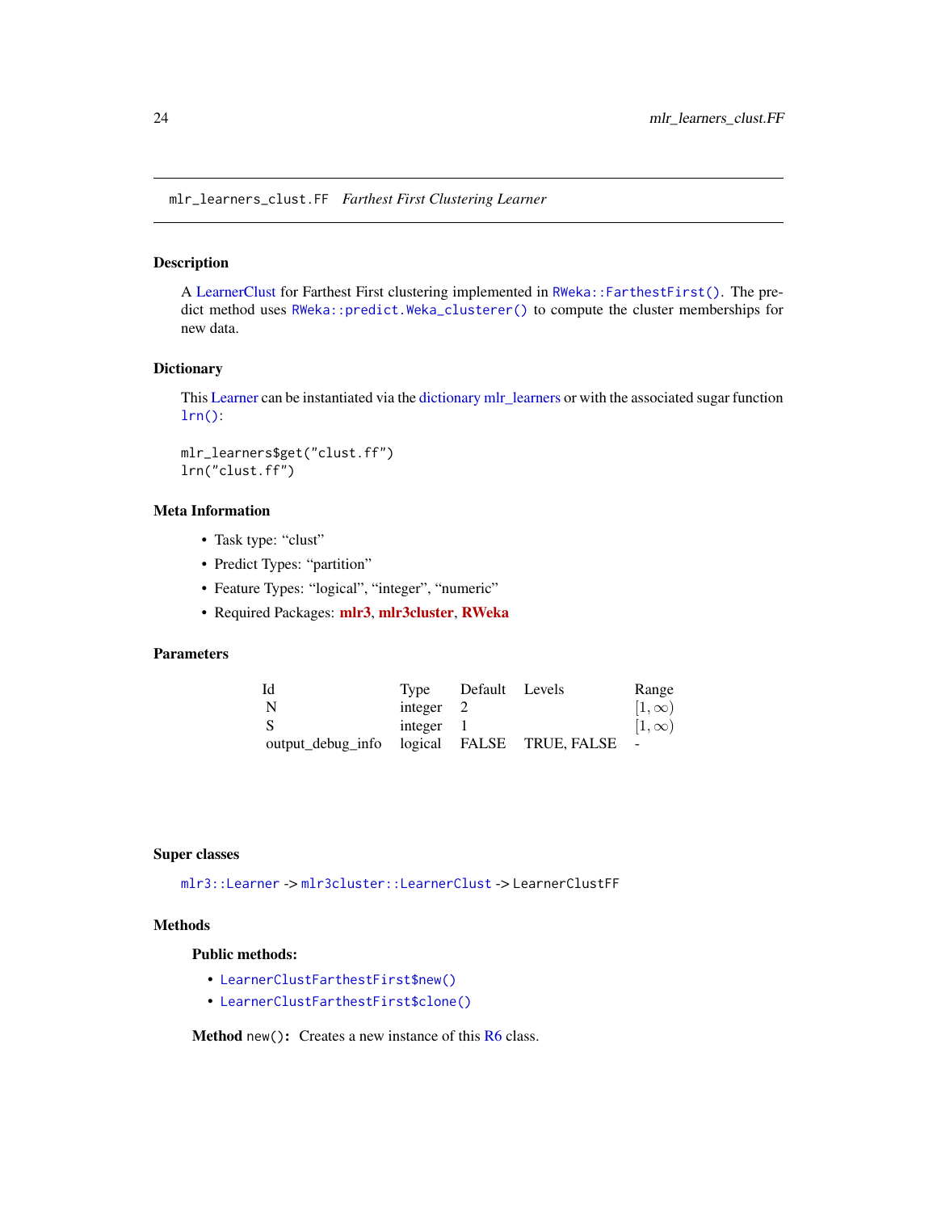## mlr_learners_clust.FF *Farthest First Clustering Learner*

### Description

A LearnerClust for Farthest First clustering implemented in `RWeka::FarthestFirst()`. The predict method uses `RWeka::predict.Weka_clusterer()` to compute the cluster memberships for new data.

### Dictionary

This Learner can be instantiated via the dictionary mlr_learners or with the associated sugar function `lrn()`:

```
mlr_learners$get("clust.ff")
lrn("clust.ff")
```

### Meta Information

- Task type: "clust"
- Predict Types: "partition"
- Feature Types: "logical", "integer", "numeric"
- Required Packages: **mlr3**, **mlr3cluster**, **RWeka**

### Parameters

| Id | Type | Default | Levels | Range |
|---|---|---|---|---|
| N | integer | 2 | | $[1, \infty)$ |
| S | integer | 1 | | $[1, \infty)$ |
| output_debug_info | logical | FALSE | TRUE, FALSE | - |

### Super classes

`mlr3::Learner` -> `mlr3cluster::LearnerClust` -> `LearnerClustFF`

### Methods

#### Public methods:

- `LearnerClustFarthestFirst$new()`
- `LearnerClustFarthestFirst$clone()`

**Method** `new()`**:** Creates a new instance of this R6 class.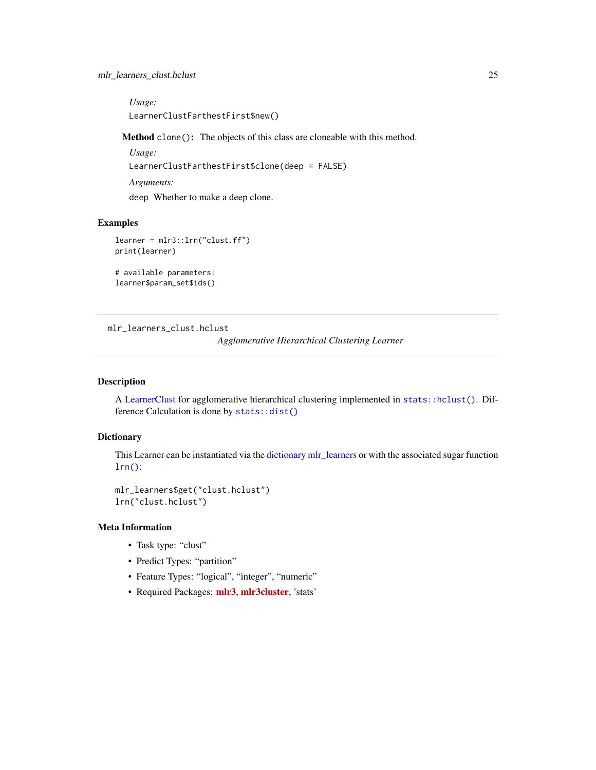*Usage:*

```
LearnerClustFarthestFirst$new()
```

**Method** `clone()`: The objects of this class are cloneable with this method.

*Usage:*

```
LearnerClustFarthestFirst$clone(deep = FALSE)
```

*Arguments:*

`deep` Whether to make a deep clone.

## Examples

```
learner = mlr3::lrn("clust.ff")
print(learner)

# available parameters:
learner$param_set$ids()
```

---

`mlr_learners_clust.hclust` *Agglomerative Hierarchical Clustering Learner*

---

## Description

A LearnerClust for agglomerative hierarchical clustering implemented in `stats::hclust()`. Difference Calculation is done by `stats::dist()`

## Dictionary

This Learner can be instantiated via the dictionary mlr_learners or with the associated sugar function `lrn()`:

```
mlr_learners$get("clust.hclust")
lrn("clust.hclust")
```

## Meta Information

- Task type: “clust”
- Predict Types: “partition”
- Feature Types: “logical”, “integer”, “numeric”
- Required Packages: **mlr3**, **mlr3cluster**, 'stats'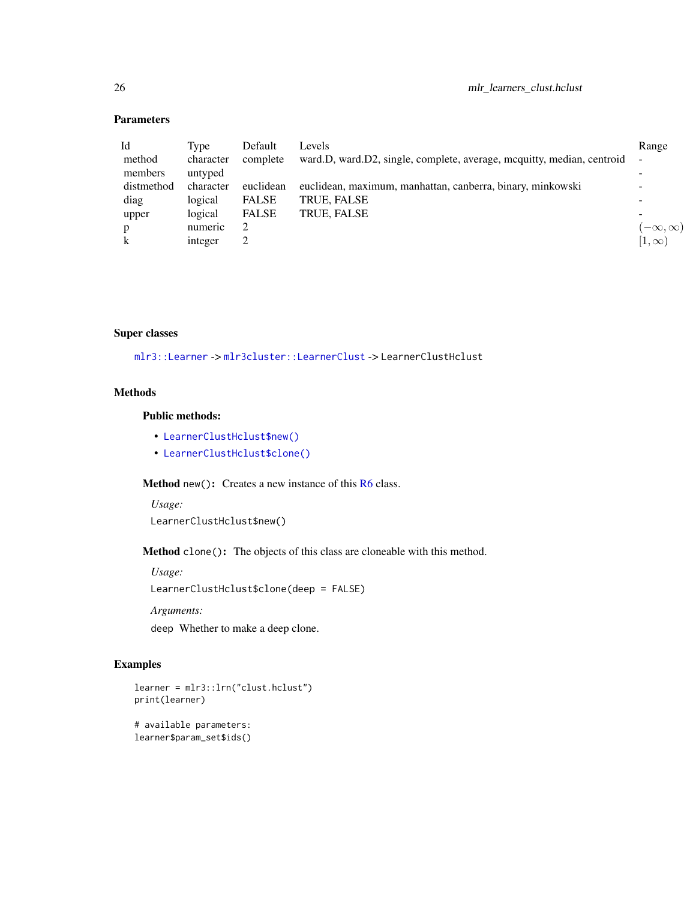## Parameters

| Id | Type | Default | Levels | Range |
|---|---|---|---|---|
| method | character | complete | ward.D, ward.D2, single, complete, average, mcquitty, median, centroid | - |
| members | untyped | | | - |
| distmethod | character | euclidean | euclidean, maximum, manhattan, canberra, binary, minkowski | - |
| diag | logical | FALSE | TRUE, FALSE | - |
| upper | logical | FALSE | TRUE, FALSE | - |
| p | numeric | 2 | | $(-\infty, \infty)$ |
| k | integer | 2 | | $[1, \infty)$ |

## Super classes

`mlr3::Learner` -> `mlr3cluster::LearnerClust` -> `LearnerClustHclust`

## Methods

### Public methods:

- `LearnerClustHclust$new()`
- `LearnerClustHclust$clone()`

**Method** `new()`: Creates a new instance of this R6 class.

*Usage:*

```
LearnerClustHclust$new()
```

**Method** `clone()`: The objects of this class are cloneable with this method.

*Usage:*

```
LearnerClustHclust$clone(deep = FALSE)
```

*Arguments:*

`deep` Whether to make a deep clone.

## Examples

```
learner = mlr3::lrn("clust.hclust")
print(learner)

# available parameters:
learner$param_set$ids()
```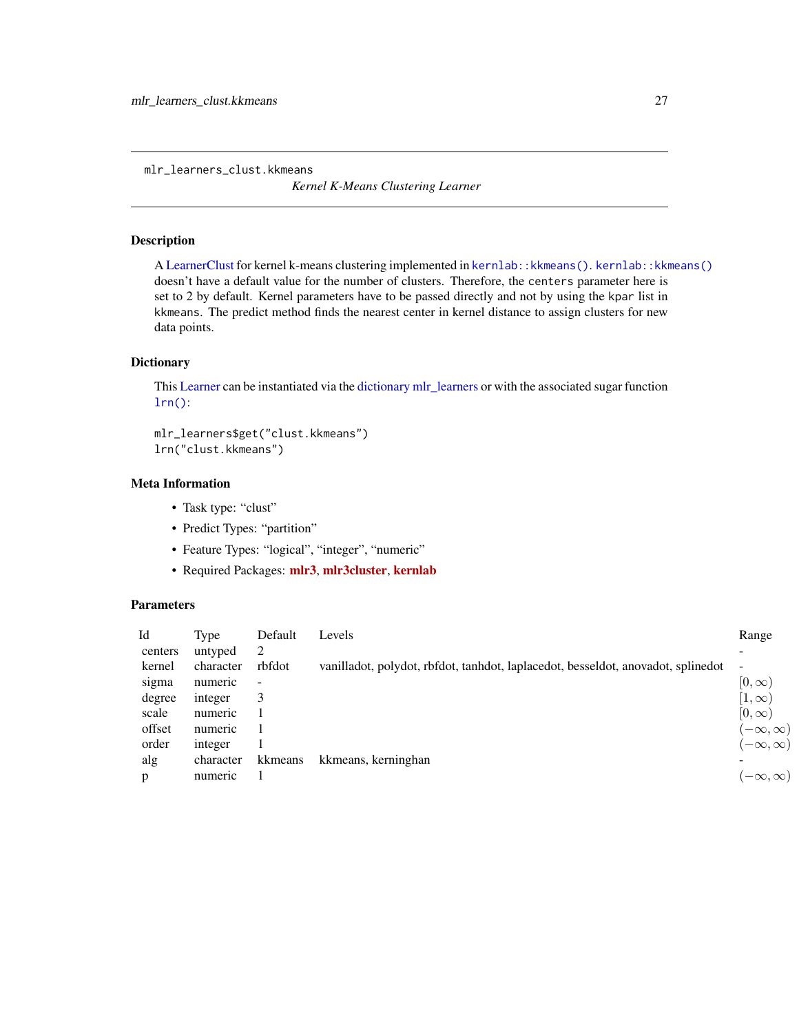mlr_learners_clust.kkmeans

*Kernel K-Means Clustering Learner*

## Description

A LearnerClust for kernel k-means clustering implemented in `kernlab::kkmeans()`. `kernlab::kkmeans()` doesn't have a default value for the number of clusters. Therefore, the `centers` parameter here is set to 2 by default. Kernel parameters have to be passed directly and not by using the `kpar` list in `kkmeans`. The predict method finds the nearest center in kernel distance to assign clusters for new data points.

## Dictionary

This Learner can be instantiated via the dictionary mlr_learners or with the associated sugar function `lrn()`:

```
mlr_learners$get("clust.kkmeans")
lrn("clust.kkmeans")
```

## Meta Information

- Task type: "clust"
- Predict Types: "partition"
- Feature Types: "logical", "integer", "numeric"
- Required Packages: **mlr3**, **mlr3cluster**, **kernlab**

## Parameters

| Id | Type | Default | Levels | Range |
|---|---|---|---|---|
| centers | untyped | 2 | | - |
| kernel | character | rbfdot | vanilladot, polydot, rbfdot, tanhdot, laplacedot, besseldot, anovadot, splinedot | - |
| sigma | numeric | - | | $[0, \infty)$ |
| degree | integer | 3 | | $[1, \infty)$ |
| scale | numeric | 1 | | $[0, \infty)$ |
| offset | numeric | 1 | | $(-\infty, \infty)$ |
| order | integer | 1 | | $(-\infty, \infty)$ |
| alg | character | kkmeans | kkmeans, kerninghan | - |
| p | numeric | 1 | | $(-\infty, \infty)$ |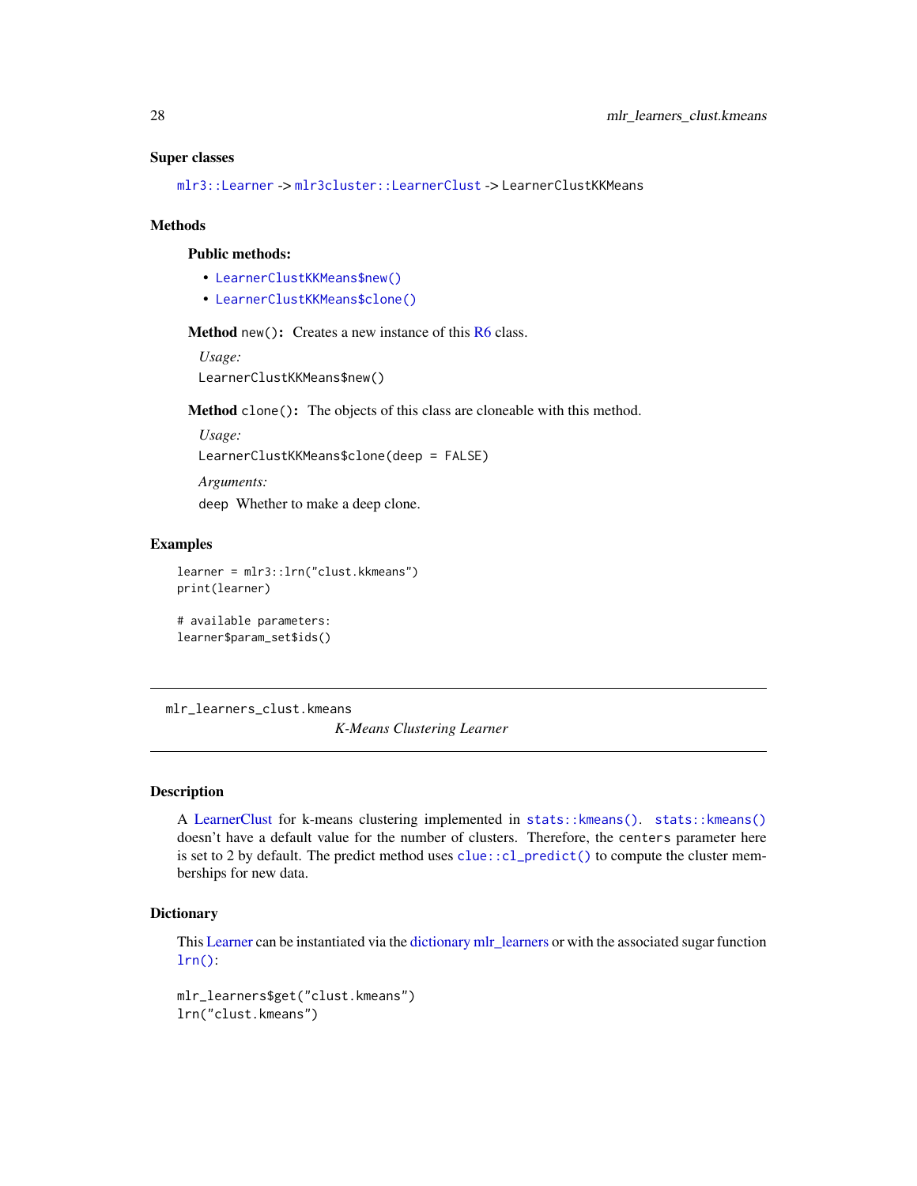### Super classes

`mlr3::Learner` -> `mlr3cluster::LearnerClust` -> `LearnerClustKKMeans`

### Methods

#### Public methods:

- `LearnerClustKKMeans$new()`
- `LearnerClustKKMeans$clone()`

**Method** `new()`**:** Creates a new instance of this R6 class.

*Usage:*

```
LearnerClustKKMeans$new()
```

**Method** `clone()`**:** The objects of this class are cloneable with this method.

*Usage:*

```
LearnerClustKKMeans$clone(deep = FALSE)
```

*Arguments:*

`deep` Whether to make a deep clone.

### Examples

```
learner = mlr3::lrn("clust.kkmeans")
print(learner)

# available parameters:
learner$param_set$ids()
```

---

## mlr_learners_clust.kmeans &nbsp;&nbsp;&nbsp; *K-Means Clustering Learner*

---

### Description

A LearnerClust for k-means clustering implemented in `stats::kmeans()`. `stats::kmeans()` doesn't have a default value for the number of clusters. Therefore, the `centers` parameter here is set to 2 by default. The predict method uses `clue::cl_predict()` to compute the cluster memberships for new data.

### Dictionary

This Learner can be instantiated via the dictionary mlr_learners or with the associated sugar function `lrn()`:

```
mlr_learners$get("clust.kmeans")
lrn("clust.kmeans")
```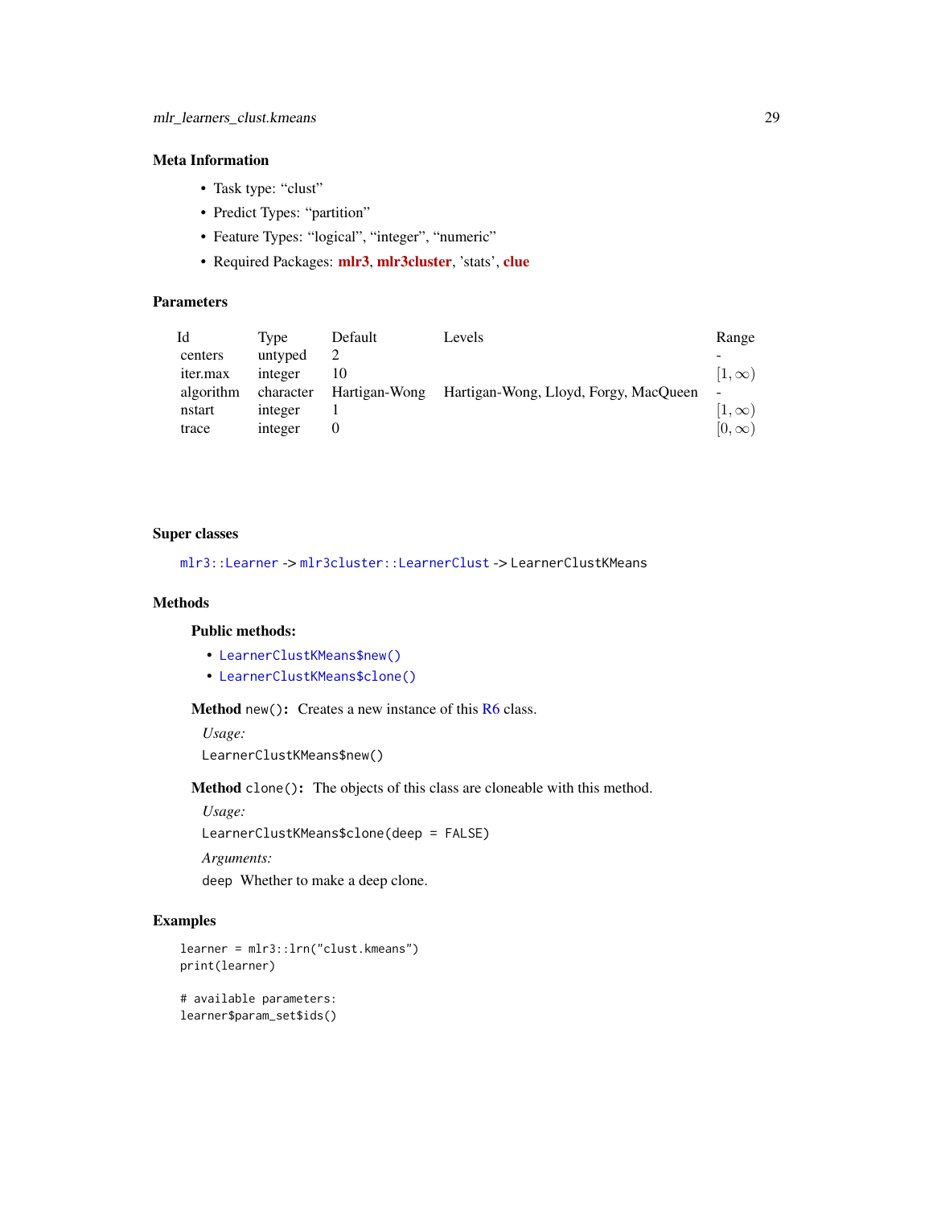## Meta Information

- Task type: “clust”
- Predict Types: “partition”
- Feature Types: “logical”, “integer”, “numeric”
- Required Packages: **mlr3**, **mlr3cluster**, 'stats', **clue**

## Parameters

| Id | Type | Default | Levels | Range |
|---|---|---|---|---|
| centers | untyped | 2 | | - |
| iter.max | integer | 10 | | $[1, \infty)$ |
| algorithm | character | Hartigan-Wong | Hartigan-Wong, Lloyd, Forgy, MacQueen | - |
| nstart | integer | 1 | | $[1, \infty)$ |
| trace | integer | 0 | | $[0, \infty)$ |

## Super classes

`mlr3::Learner` -> `mlr3cluster::LearnerClust` -> `LearnerClustKMeans`

## Methods

### Public methods:

- `LearnerClustKMeans$new()`
- `LearnerClustKMeans$clone()`

**Method** `new()`**:** Creates a new instance of this R6 class.

*Usage:*

```
LearnerClustKMeans$new()
```

**Method** `clone()`**:** The objects of this class are cloneable with this method.

*Usage:*

```
LearnerClustKMeans$clone(deep = FALSE)
```

*Arguments:*

`deep` Whether to make a deep clone.

## Examples

```
learner = mlr3::lrn("clust.kmeans")
print(learner)

# available parameters:
learner$param_set$ids()
```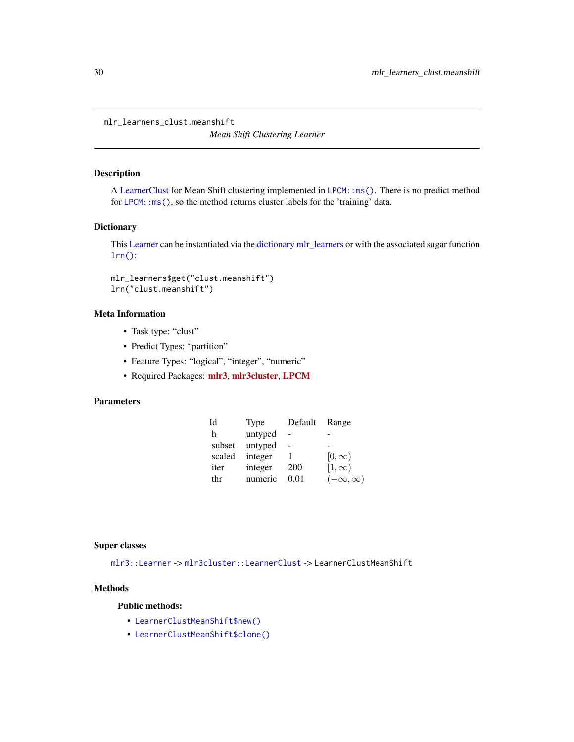# mlr_learners_clust.meanshift

*Mean Shift Clustering Learner*

## Description

A LearnerClust for Mean Shift clustering implemented in `LPCM::ms()`. There is no predict method for `LPCM::ms()`, so the method returns cluster labels for the 'training' data.

## Dictionary

This Learner can be instantiated via the dictionary mlr_learners or with the associated sugar function `lrn()`:

```
mlr_learners$get("clust.meanshift")
lrn("clust.meanshift")
```

## Meta Information

- Task type: "clust"
- Predict Types: "partition"
- Feature Types: "logical", "integer", "numeric"
- Required Packages: **mlr3**, **mlr3cluster**, **LPCM**

## Parameters

| Id | Type | Default | Range |
|---|---|---|---|
| h | untyped | - | - |
| subset | untyped | - | - |
| scaled | integer | 1 | $[0, \infty)$ |
| iter | integer | 200 | $[1, \infty)$ |
| thr | numeric | 0.01 | $(-\infty, \infty)$ |

## Super classes

`mlr3::Learner` -> `mlr3cluster::LearnerClust` -> `LearnerClustMeanShift`

## Methods

### Public methods:

- `LearnerClustMeanShift$new()`
- `LearnerClustMeanShift$clone()`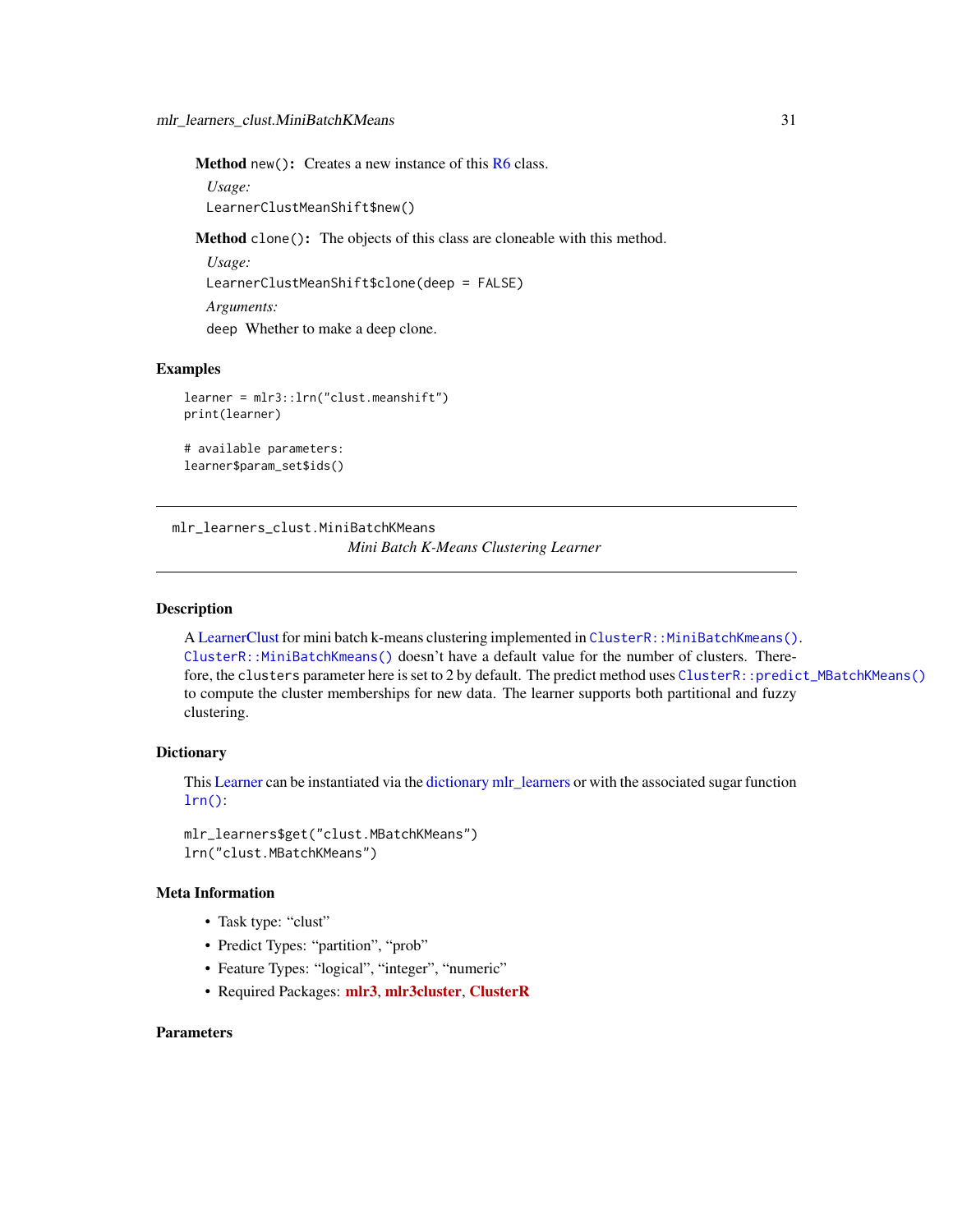**Method** `new()`: Creates a new instance of this R6 class.

*Usage:*

```
LearnerClustMeanShift$new()
```

**Method** `clone()`: The objects of this class are cloneable with this method.

*Usage:*

```
LearnerClustMeanShift$clone(deep = FALSE)
```

*Arguments:*

`deep` Whether to make a deep clone.

## Examples

```
learner = mlr3::lrn("clust.meanshift")
print(learner)

# available parameters:
learner$param_set$ids()
```

---

# mlr_learners_clust.MiniBatchKMeans
*Mini Batch K-Means Clustering Learner*

---

## Description

A LearnerClust for mini batch k-means clustering implemented in `ClusterR::MiniBatchKmeans()`. `ClusterR::MiniBatchKmeans()` doesn't have a default value for the number of clusters. Therefore, the `clusters` parameter here is set to 2 by default. The predict method uses `ClusterR::predict_MBatchKMeans()` to compute the cluster memberships for new data. The learner supports both partitional and fuzzy clustering.

## Dictionary

This Learner can be instantiated via the dictionary mlr_learners or with the associated sugar function `lrn()`:

```
mlr_learners$get("clust.MBatchKMeans")
lrn("clust.MBatchKMeans")
```

## Meta Information

- Task type: "clust"
- Predict Types: "partition", "prob"
- Feature Types: "logical", "integer", "numeric"
- Required Packages: **mlr3**, **mlr3cluster**, **ClusterR**

## Parameters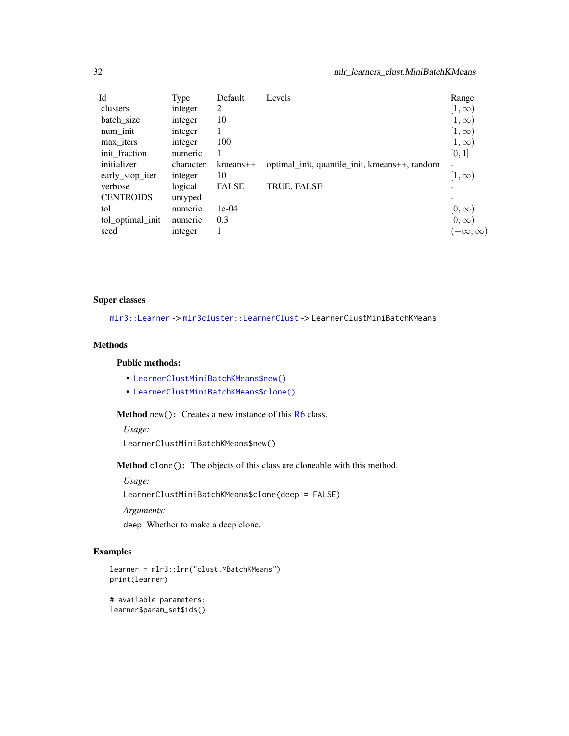| Id | Type | Default | Levels | Range |
|---|---|---|---|---|
| clusters | integer | 2 | | $[1, \infty)$ |
| batch_size | integer | 10 | | $[1, \infty)$ |
| num_init | integer | 1 | | $[1, \infty)$ |
| max_iters | integer | 100 | | $[1, \infty)$ |
| init_fraction | numeric | 1 | | $[0, 1]$ |
| initializer | character | kmeans++ | optimal_init, quantile_init, kmeans++, random | - |
| early_stop_iter | integer | 10 | | $[1, \infty)$ |
| verbose | logical | FALSE | TRUE, FALSE | - |
| CENTROIDS | untyped | | | - |
| tol | numeric | 1e-04 | | $[0, \infty)$ |
| tol_optimal_init | numeric | 0.3 | | $[0, \infty)$ |
| seed | integer | 1 | | $(-\infty, \infty)$ |

### Super classes

`mlr3::Learner` -> `mlr3cluster::LearnerClust` -> `LearnerClustMiniBatchKMeans`

### Methods

#### Public methods:

- `LearnerClustMiniBatchKMeans$new()`
- `LearnerClustMiniBatchKMeans$clone()`

**Method** `new()`: Creates a new instance of this R6 class.

*Usage:*

```
LearnerClustMiniBatchKMeans$new()
```

**Method** `clone()`: The objects of this class are cloneable with this method.

*Usage:*

```
LearnerClustMiniBatchKMeans$clone(deep = FALSE)
```

*Arguments:*

`deep` Whether to make a deep clone.

### Examples

```
learner = mlr3::lrn("clust.MBatchKMeans")
print(learner)

# available parameters:
learner$param_set$ids()
```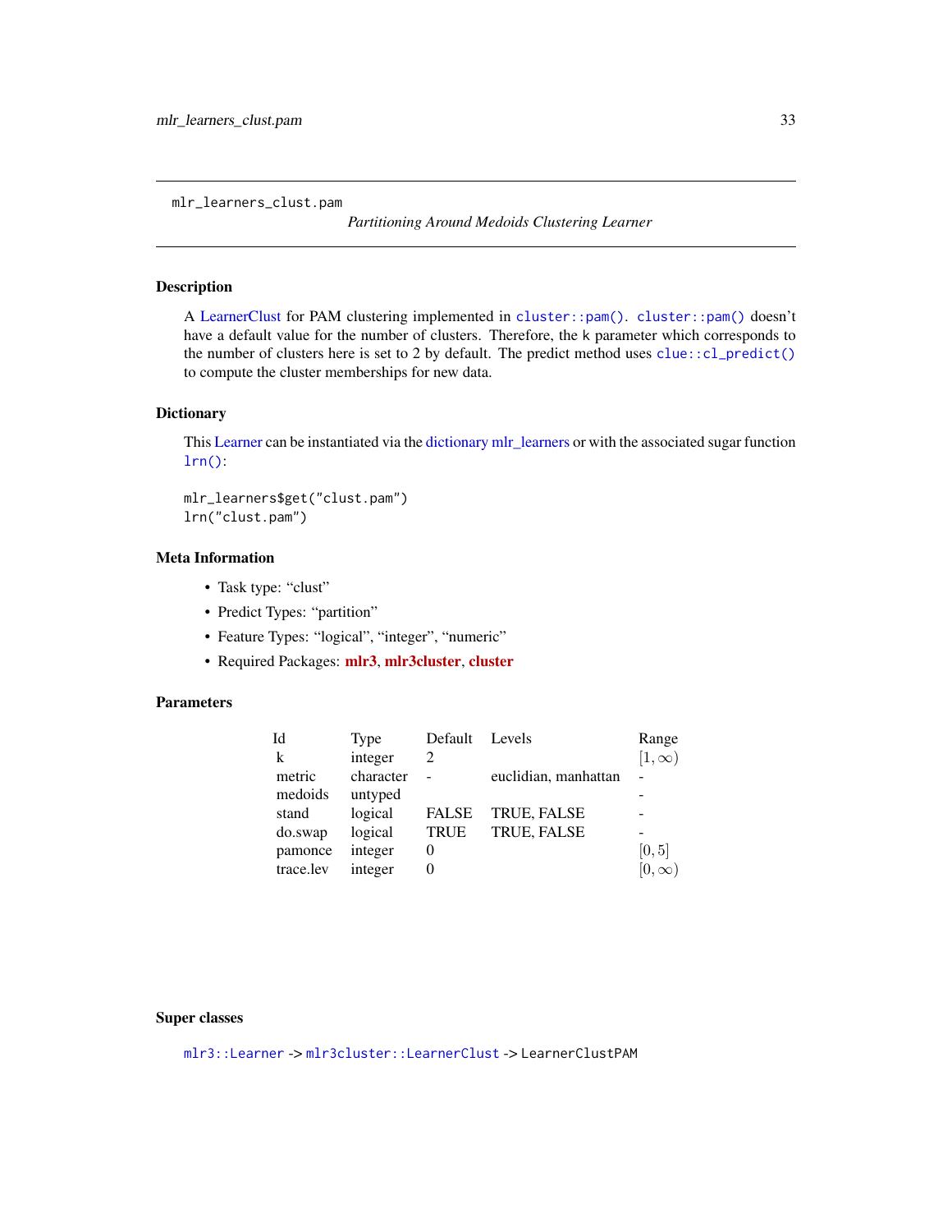mlr_learners_clust.pam

## *Partitioning Around Medoids Clustering Learner*

### Description

A LearnerClust for PAM clustering implemented in `cluster::pam()`. `cluster::pam()` doesn't have a default value for the number of clusters. Therefore, the k parameter which corresponds to the number of clusters here is set to 2 by default. The predict method uses `clue::cl_predict()` to compute the cluster memberships for new data.

### Dictionary

This Learner can be instantiated via the dictionary mlr_learners or with the associated sugar function `lrn()`:

```
mlr_learners$get("clust.pam")
lrn("clust.pam")
```

### Meta Information

- Task type: “clust”
- Predict Types: “partition”
- Feature Types: “logical”, “integer”, “numeric”
- Required Packages: **mlr3**, **mlr3cluster**, **cluster**

### Parameters

| Id | Type | Default | Levels | Range |
|---|---|---|---|---|
| k | integer | 2 | | $[1, \infty)$ |
| metric | character | - | euclidian, manhattan | - |
| medoids | untyped | | | - |
| stand | logical | FALSE | TRUE, FALSE | - |
| do.swap | logical | TRUE | TRUE, FALSE | - |
| pamonce | integer | 0 | | $[0, 5]$ |
| trace.lev | integer | 0 | | $[0, \infty)$ |

### Super classes

`mlr3::Learner` -> `mlr3cluster::LearnerClust` -> `LearnerClustPAM`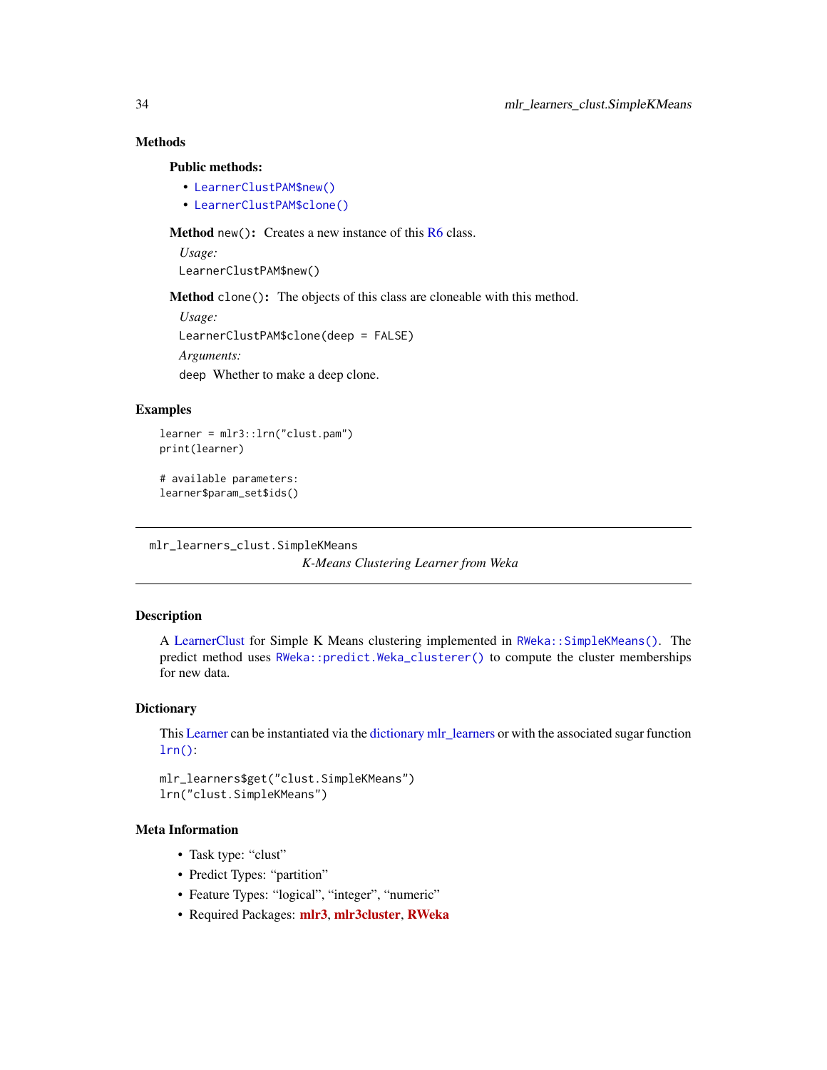### Methods

**Public methods:**

- `LearnerClustPAM$new()`
- `LearnerClustPAM$clone()`

**Method** `new()`**:** Creates a new instance of this R6 class.

*Usage:*

```
LearnerClustPAM$new()
```

**Method** `clone()`**:** The objects of this class are cloneable with this method.

*Usage:*

```
LearnerClustPAM$clone(deep = FALSE)
```

*Arguments:*

`deep` Whether to make a deep clone.

### Examples

```
learner = mlr3::lrn("clust.pam")
print(learner)

# available parameters:
learner$param_set$ids()
```

---

## mlr_learners_clust.SimpleKMeans

*K-Means Clustering Learner from Weka*

---

### Description

A LearnerClust for Simple K Means clustering implemented in `RWeka::SimpleKMeans()`. The predict method uses `RWeka::predict.Weka_clusterer()` to compute the cluster memberships for new data.

### Dictionary

This Learner can be instantiated via the dictionary mlr_learners or with the associated sugar function `lrn()`:

```
mlr_learners$get("clust.SimpleKMeans")
lrn("clust.SimpleKMeans")
```

### Meta Information

- Task type: “clust”
- Predict Types: “partition”
- Feature Types: “logical”, “integer”, “numeric”
- Required Packages: **mlr3**, **mlr3cluster**, **RWeka**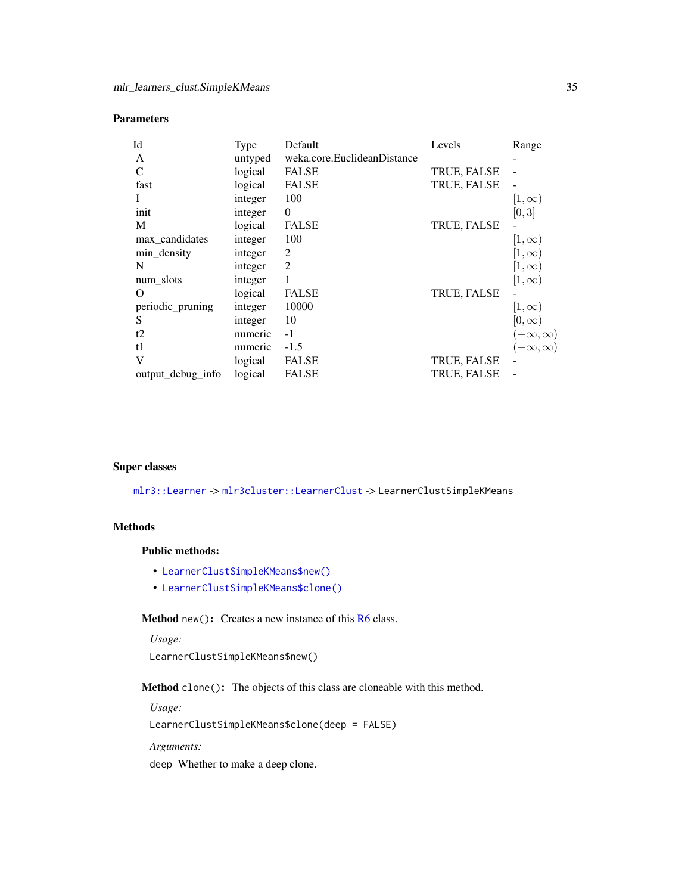### Parameters

| Id | Type | Default | Levels | Range |
|---|---|---|---|---|
| A | untyped | weka.core.EuclideanDistance | | - |
| C | logical | FALSE | TRUE, FALSE | - |
| fast | logical | FALSE | TRUE, FALSE | - |
| I | integer | 100 | | $[1, \infty)$ |
| init | integer | 0 | | $[0, 3]$ |
| M | logical | FALSE | TRUE, FALSE | - |
| max_candidates | integer | 100 | | $[1, \infty)$ |
| min_density | integer | 2 | | $[1, \infty)$ |
| N | integer | 2 | | $[1, \infty)$ |
| num_slots | integer | 1 | | $[1, \infty)$ |
| O | logical | FALSE | TRUE, FALSE | - |
| periodic_pruning | integer | 10000 | | $[1, \infty)$ |
| S | integer | 10 | | $[0, \infty)$ |
| t2 | numeric | -1 | | $(-\infty, \infty)$ |
| t1 | numeric | -1.5 | | $(-\infty, \infty)$ |
| V | logical | FALSE | TRUE, FALSE | - |
| output_debug_info | logical | FALSE | TRUE, FALSE | - |

### Super classes

`mlr3::Learner` -> `mlr3cluster::LearnerClust` -> `LearnerClustSimpleKMeans`

### Methods

#### Public methods:

- `LearnerClustSimpleKMeans$new()`
- `LearnerClustSimpleKMeans$clone()`

**Method** `new()`: Creates a new instance of this R6 class.

*Usage:*

```
LearnerClustSimpleKMeans$new()
```

**Method** `clone()`: The objects of this class are cloneable with this method.

*Usage:*

```
LearnerClustSimpleKMeans$clone(deep = FALSE)
```

*Arguments:*

`deep` Whether to make a deep clone.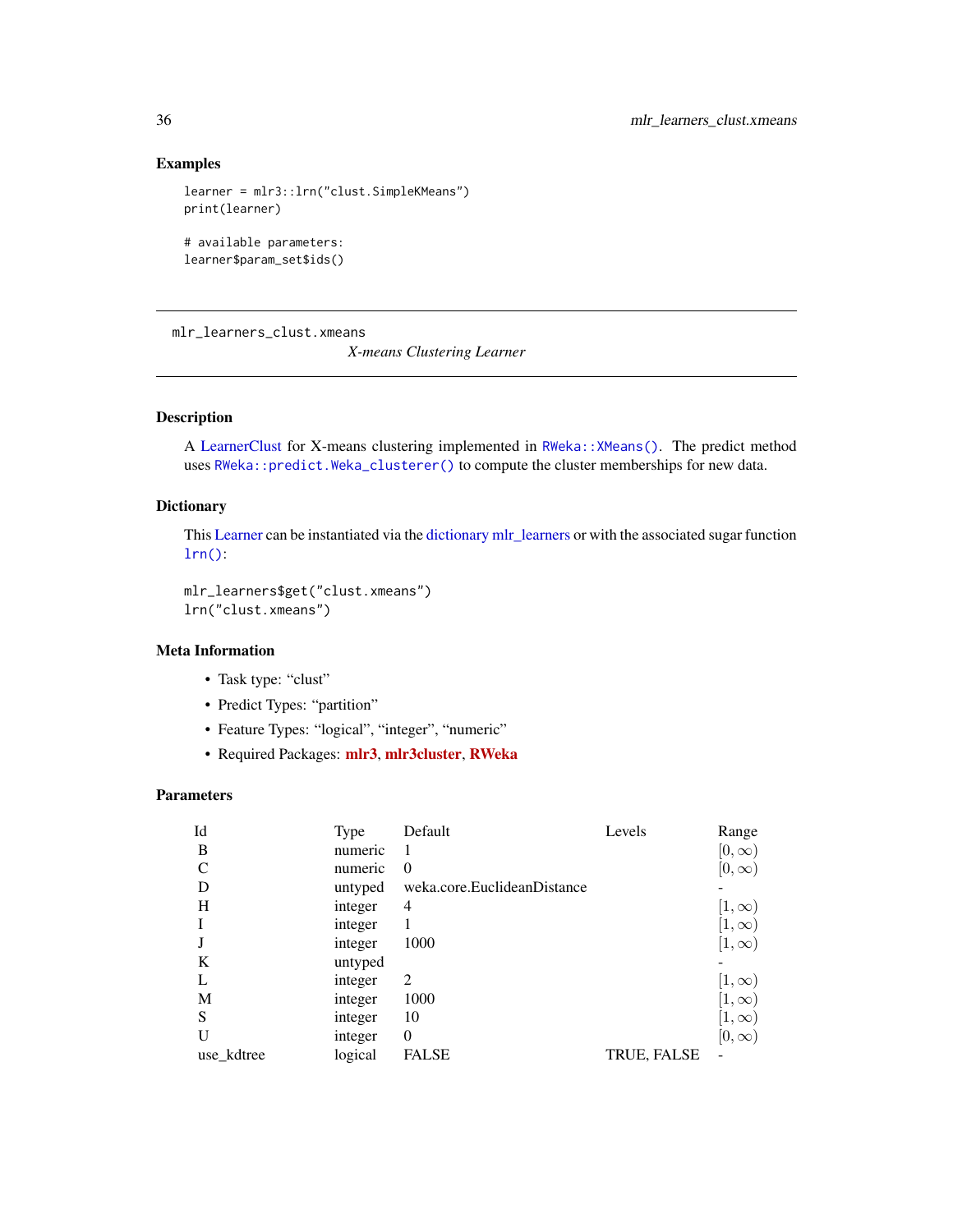## Examples

```
learner = mlr3::lrn("clust.SimpleKMeans")
print(learner)

# available parameters:
learner$param_set$ids()
```

---

# mlr_learners_clust.xmeans

*X-means Clustering Learner*

---

## Description

A LearnerClust for X-means clustering implemented in `RWeka::XMeans()`. The predict method uses `RWeka::predict.Weka_clusterer()` to compute the cluster memberships for new data.

## Dictionary

This Learner can be instantiated via the dictionary mlr_learners or with the associated sugar function `lrn()`:

```
mlr_learners$get("clust.xmeans")
lrn("clust.xmeans")
```

## Meta Information

- Task type: “clust”
- Predict Types: “partition”
- Feature Types: “logical”, “integer”, “numeric”
- Required Packages: **mlr3**, **mlr3cluster**, **RWeka**

## Parameters

| Id | Type | Default | Levels | Range |
|---|---|---|---|---|
| B | numeric | 1 | | $[0, \infty)$ |
| C | numeric | 0 | | $[0, \infty)$ |
| D | untyped | weka.core.EuclideanDistance | | - |
| H | integer | 4 | | $[1, \infty)$ |
| I | integer | 1 | | $[1, \infty)$ |
| J | integer | 1000 | | $[1, \infty)$ |
| K | untyped | | | - |
| L | integer | 2 | | $[1, \infty)$ |
| M | integer | 1000 | | $[1, \infty)$ |
| S | integer | 10 | | $[1, \infty)$ |
| U | integer | 0 | | $[0, \infty)$ |
| use_kdtree | logical | FALSE | TRUE, FALSE | - |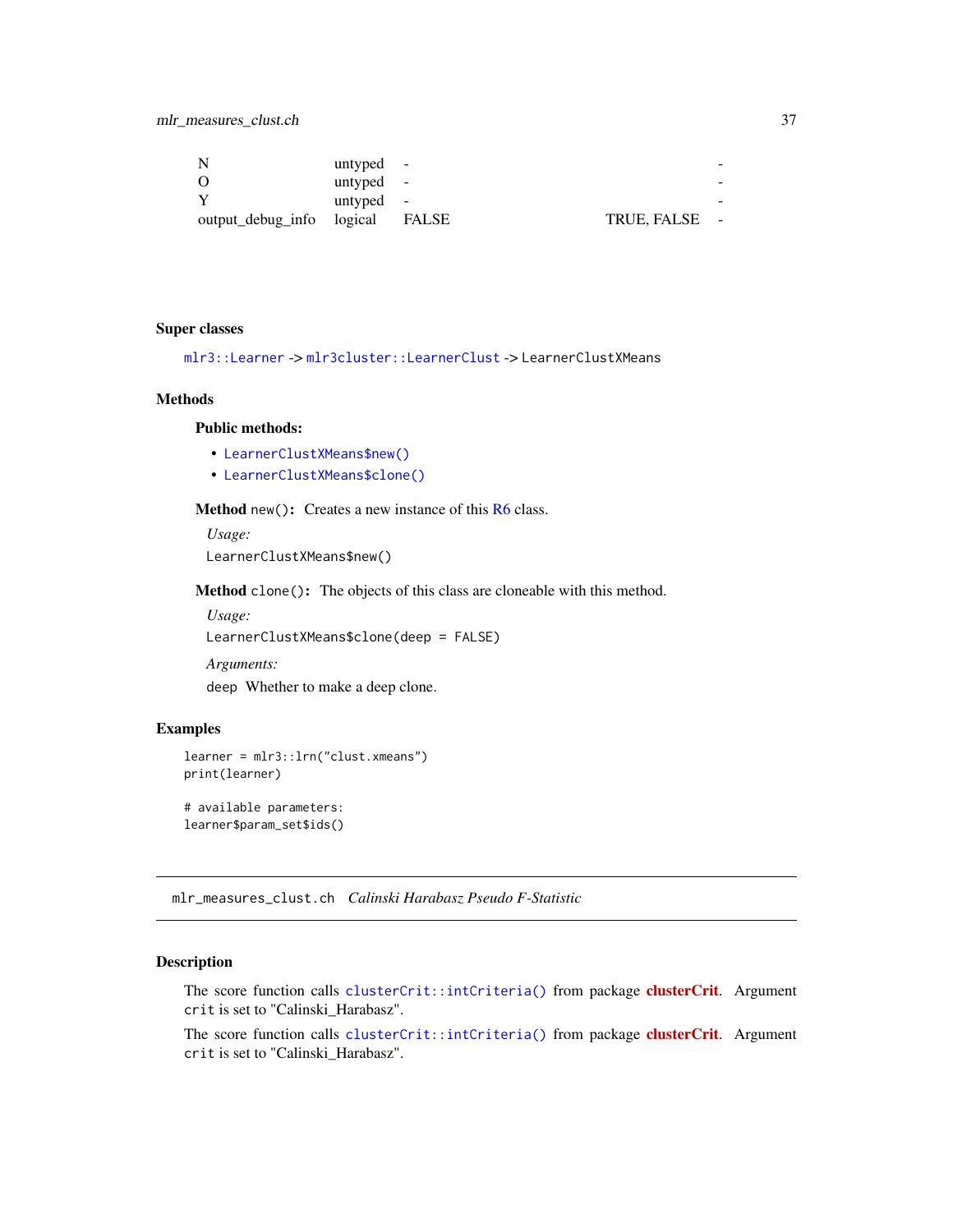| | | | | |
|---|---|---|---|---|
| N | untyped | - | | - |
| O | untyped | - | | - |
| Y | untyped | - | | - |
| output_debug_info | logical | FALSE | TRUE, FALSE | - |

### Super classes

`mlr3::Learner` -> `mlr3cluster::LearnerClust` -> `LearnerClustXMeans`

### Methods

#### Public methods:

- `LearnerClustXMeans$new()`
- `LearnerClustXMeans$clone()`

**Method** `new()`**:** Creates a new instance of this R6 class.

*Usage:*

```
LearnerClustXMeans$new()
```

**Method** `clone()`**:** The objects of this class are cloneable with this method.

*Usage:*

```
LearnerClustXMeans$clone(deep = FALSE)
```

*Arguments:*

`deep` Whether to make a deep clone.

### Examples

```
learner = mlr3::lrn("clust.xmeans")
print(learner)

# available parameters:
learner$param_set$ids()
```

---

## `mlr_measures_clust.ch` *Calinski Harabasz Pseudo F-Statistic*

---

### Description

The score function calls `clusterCrit::intCriteria()` from package **clusterCrit**. Argument `crit` is set to "Calinski_Harabasz".

The score function calls `clusterCrit::intCriteria()` from package **clusterCrit**. Argument `crit` is set to "Calinski_Harabasz".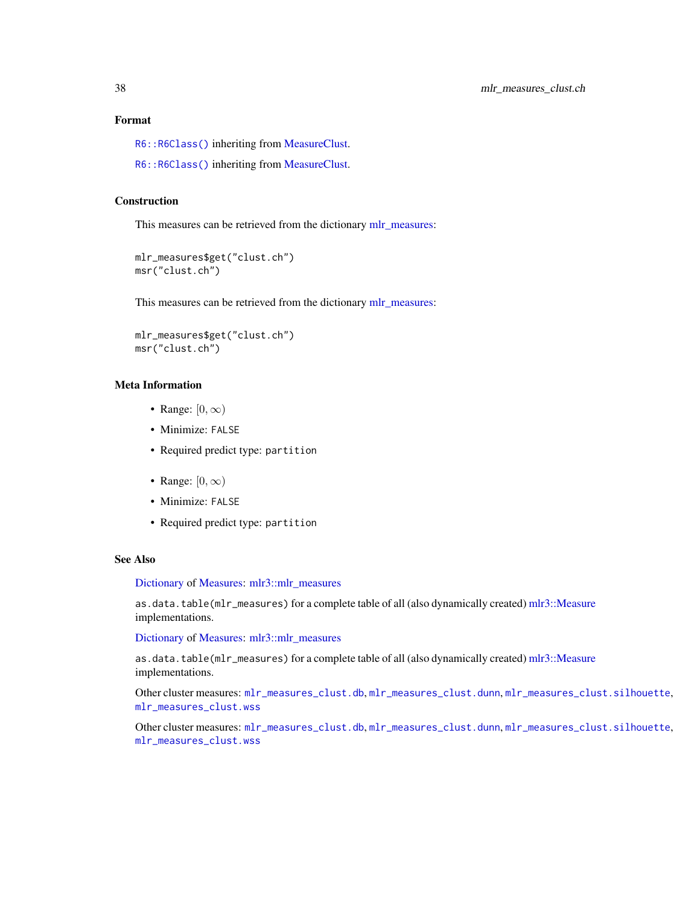### Format

R6::R6Class() inheriting from MeasureClust.

R6::R6Class() inheriting from MeasureClust.

### Construction

This measures can be retrieved from the dictionary mlr_measures:

```
mlr_measures$get("clust.ch")
msr("clust.ch")
```

This measures can be retrieved from the dictionary mlr_measures:

```
mlr_measures$get("clust.ch")
msr("clust.ch")
```

### Meta Information

- Range: $[0, \infty)$
- Minimize: FALSE
- Required predict type: partition

- Range: $[0, \infty)$
- Minimize: FALSE
- Required predict type: partition

### See Also

Dictionary of Measures: mlr3::mlr_measures

as.data.table(mlr_measures) for a complete table of all (also dynamically created) mlr3::Measure implementations.

Dictionary of Measures: mlr3::mlr_measures

as.data.table(mlr_measures) for a complete table of all (also dynamically created) mlr3::Measure implementations.

Other cluster measures: mlr_measures_clust.db, mlr_measures_clust.dunn, mlr_measures_clust.silhouette, mlr_measures_clust.wss

Other cluster measures: mlr_measures_clust.db, mlr_measures_clust.dunn, mlr_measures_clust.silhouette, mlr_measures_clust.wss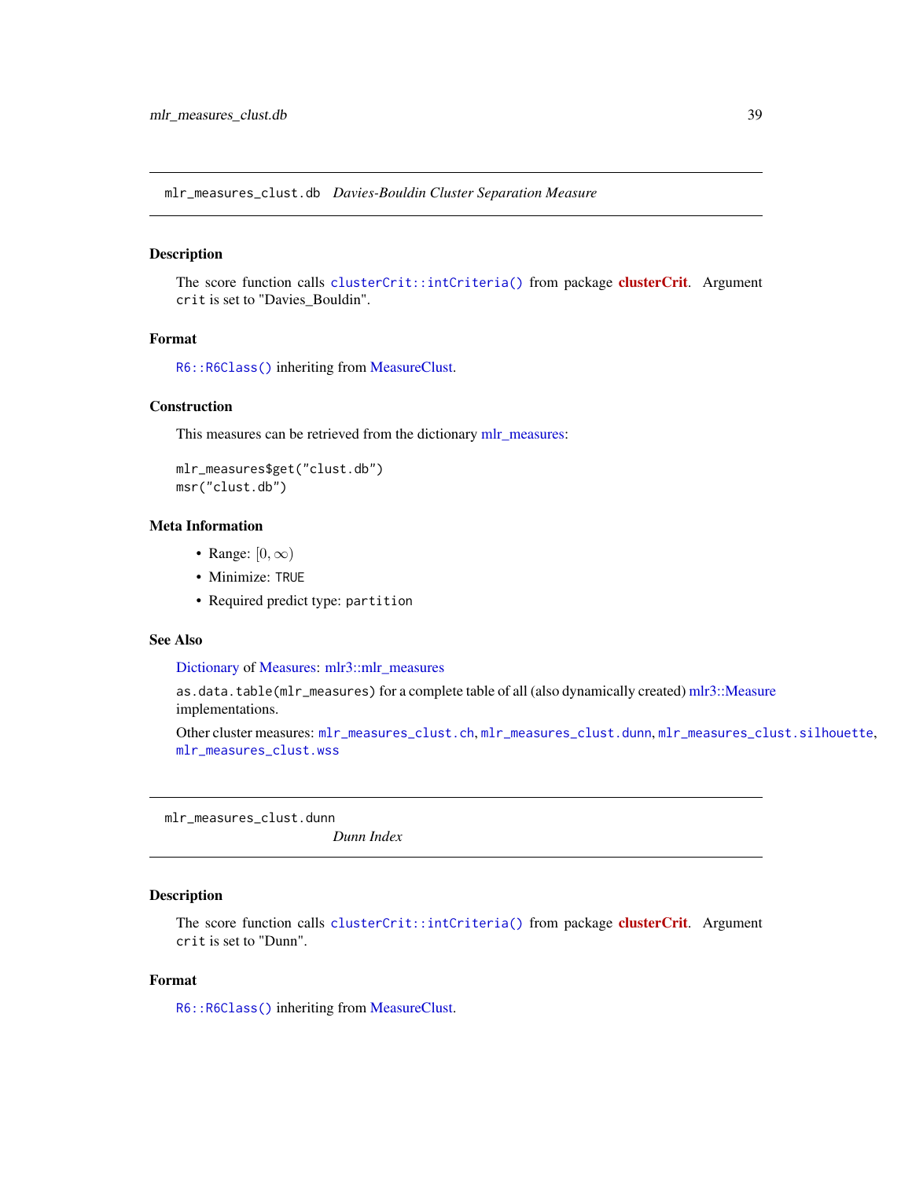## mlr_measures_clust.db *Davies-Bouldin Cluster Separation Measure*

### Description

The score function calls `clusterCrit::intCriteria()` from package **clusterCrit**. Argument `crit` is set to "Davies_Bouldin".

### Format

`R6::R6Class()` inheriting from MeasureClust.

### Construction

This measures can be retrieved from the dictionary mlr_measures:

```
mlr_measures$get("clust.db")
msr("clust.db")
```

### Meta Information

- Range: $[0, \infty)$
- Minimize: `TRUE`
- Required predict type: `partition`

### See Also

Dictionary of Measures: mlr3::mlr_measures

`as.data.table(mlr_measures)` for a complete table of all (also dynamically created) mlr3::Measure implementations.

Other cluster measures: `mlr_measures_clust.ch`, `mlr_measures_clust.dunn`, `mlr_measures_clust.silhouette`, `mlr_measures_clust.wss`

## mlr_measures_clust.dunn *Dunn Index*

### Description

The score function calls `clusterCrit::intCriteria()` from package **clusterCrit**. Argument `crit` is set to "Dunn".

### Format

`R6::R6Class()` inheriting from MeasureClust.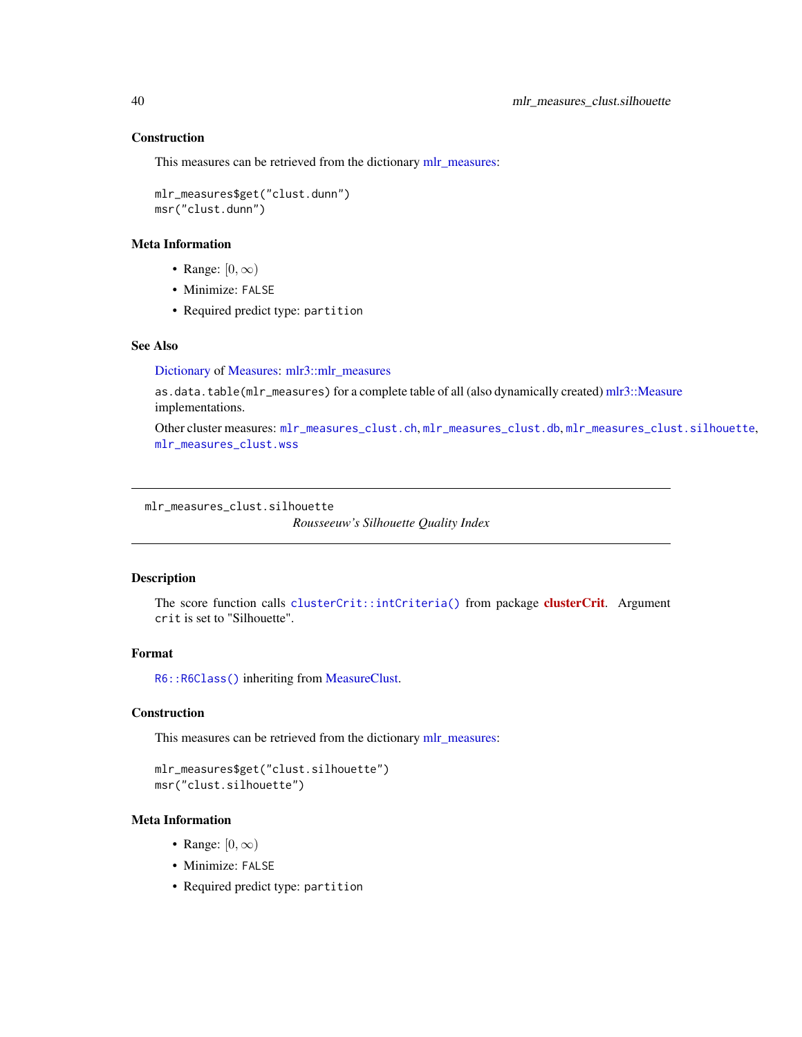### Construction

This measures can be retrieved from the dictionary mlr_measures:

```
mlr_measures$get("clust.dunn")
msr("clust.dunn")
```

### Meta Information

- Range: $[0, \infty)$
- Minimize: `FALSE`
- Required predict type: `partition`

### See Also

Dictionary of Measures: mlr3::mlr_measures

`as.data.table(mlr_measures)` for a complete table of all (also dynamically created) mlr3::Measure implementations.

Other cluster measures: `mlr_measures_clust.ch`, `mlr_measures_clust.db`, `mlr_measures_clust.silhouette`, `mlr_measures_clust.wss`

---

## mlr_measures_clust.silhouette

*Rousseeuw's Silhouette Quality Index*

---

### Description

The score function calls `clusterCrit::intCriteria()` from package **clusterCrit**. Argument `crit` is set to "Silhouette".

### Format

`R6::R6Class()` inheriting from MeasureClust.

### Construction

This measures can be retrieved from the dictionary mlr_measures:

```
mlr_measures$get("clust.silhouette")
msr("clust.silhouette")
```

### Meta Information

- Range: $[0, \infty)$
- Minimize: `FALSE`
- Required predict type: `partition`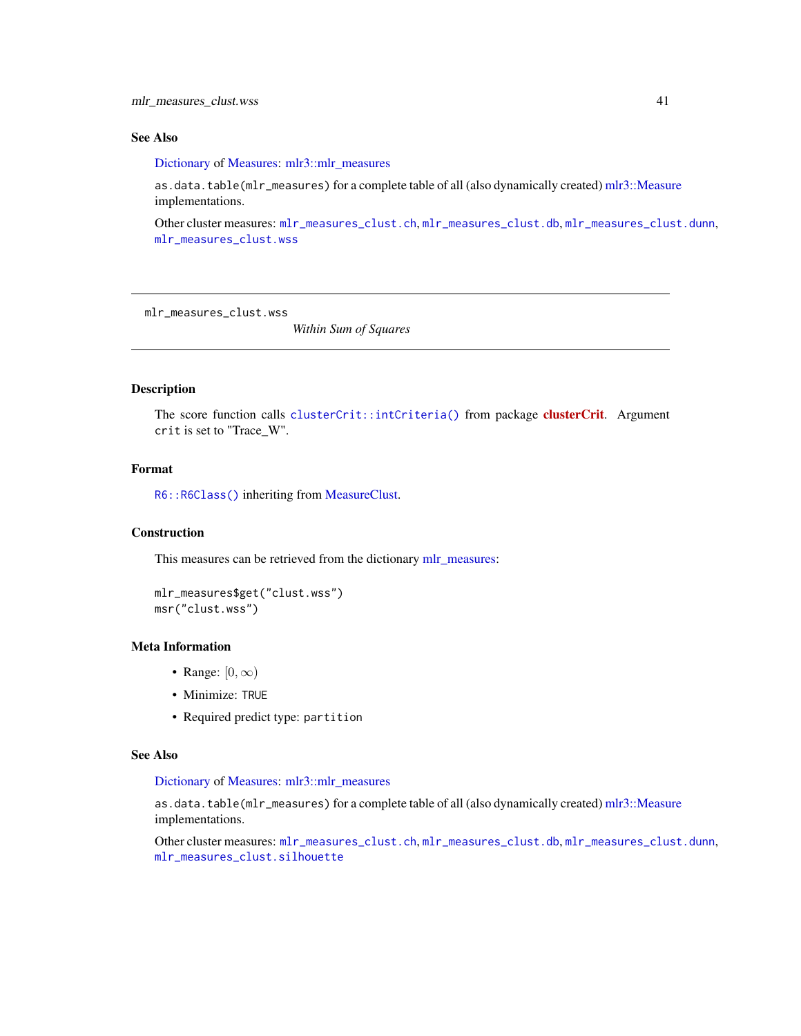## See Also

Dictionary of Measures: mlr3::mlr_measures

as.data.table(mlr_measures) for a complete table of all (also dynamically created) mlr3::Measure implementations.

Other cluster measures: `mlr_measures_clust.ch`, `mlr_measures_clust.db`, `mlr_measures_clust.dunn`, `mlr_measures_clust.wss`

---

# mlr_measures_clust.wss

*Within Sum of Squares*

---

## Description

The score function calls `clusterCrit::intCriteria()` from package **clusterCrit**. Argument `crit` is set to "Trace_W".

## Format

`R6::R6Class()` inheriting from MeasureClust.

## Construction

This measures can be retrieved from the dictionary mlr_measures:

```
mlr_measures$get("clust.wss")
msr("clust.wss")
```

## Meta Information

- Range: $[0, \infty)$
- Minimize: `TRUE`
- Required predict type: `partition`

## See Also

Dictionary of Measures: mlr3::mlr_measures

as.data.table(mlr_measures) for a complete table of all (also dynamically created) mlr3::Measure implementations.

Other cluster measures: `mlr_measures_clust.ch`, `mlr_measures_clust.db`, `mlr_measures_clust.dunn`, `mlr_measures_clust.silhouette`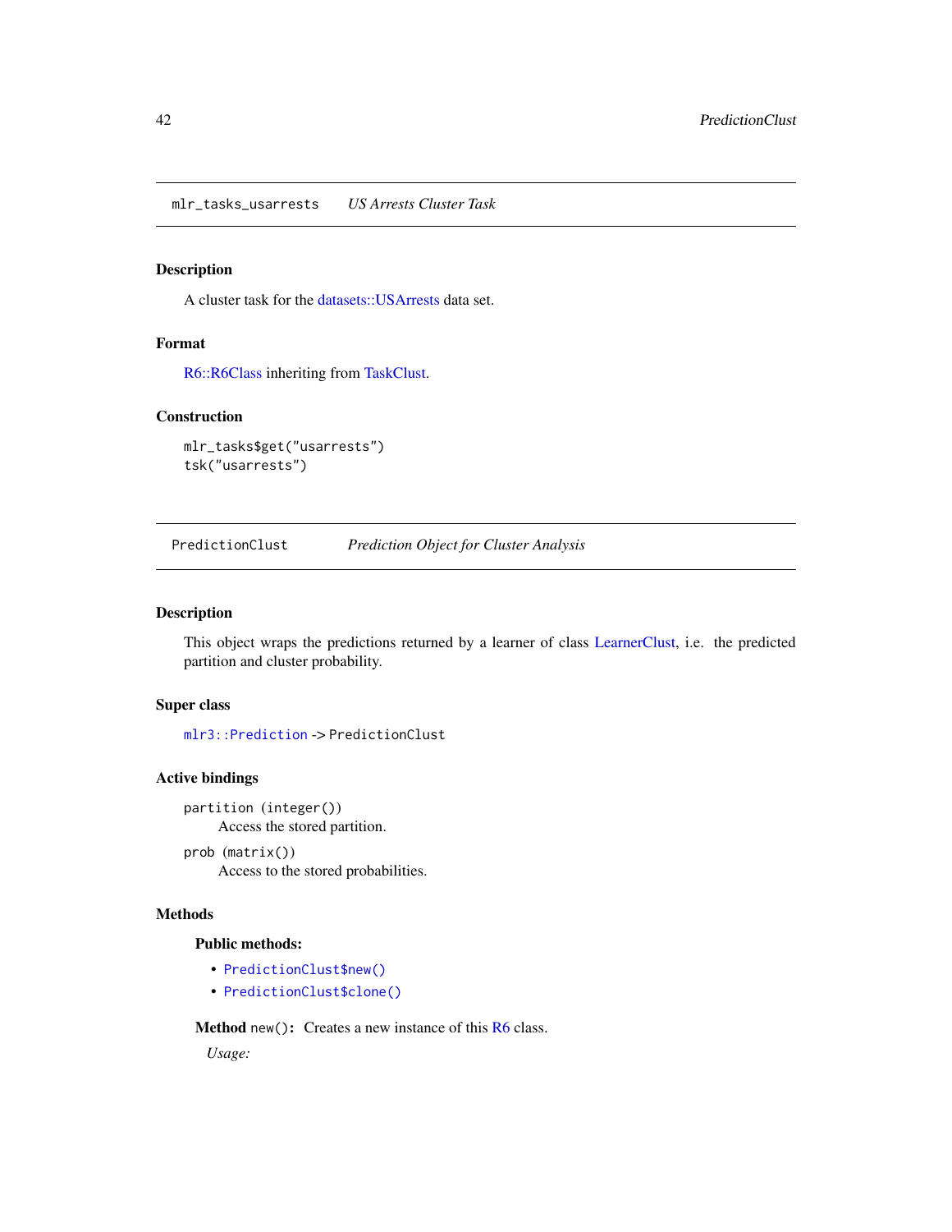## mlr_tasks_usarrests — *US Arrests Cluster Task*

### Description

A cluster task for the datasets::USArrests data set.

### Format

R6::R6Class inheriting from TaskClust.

### Construction

```
mlr_tasks$get("usarrests")
tsk("usarrests")
```

## PredictionClust — *Prediction Object for Cluster Analysis*

### Description

This object wraps the predictions returned by a learner of class LearnerClust, i.e. the predicted partition and cluster probability.

### Super class

`mlr3::Prediction` -> `PredictionClust`

### Active bindings

`partition (integer())`
: Access the stored partition.

`prob (matrix())`
: Access to the stored probabilities.

### Methods

#### Public methods:

- `PredictionClust$new()`
- `PredictionClust$clone()`

**Method** `new()`**:** Creates a new instance of this R6 class.

*Usage:*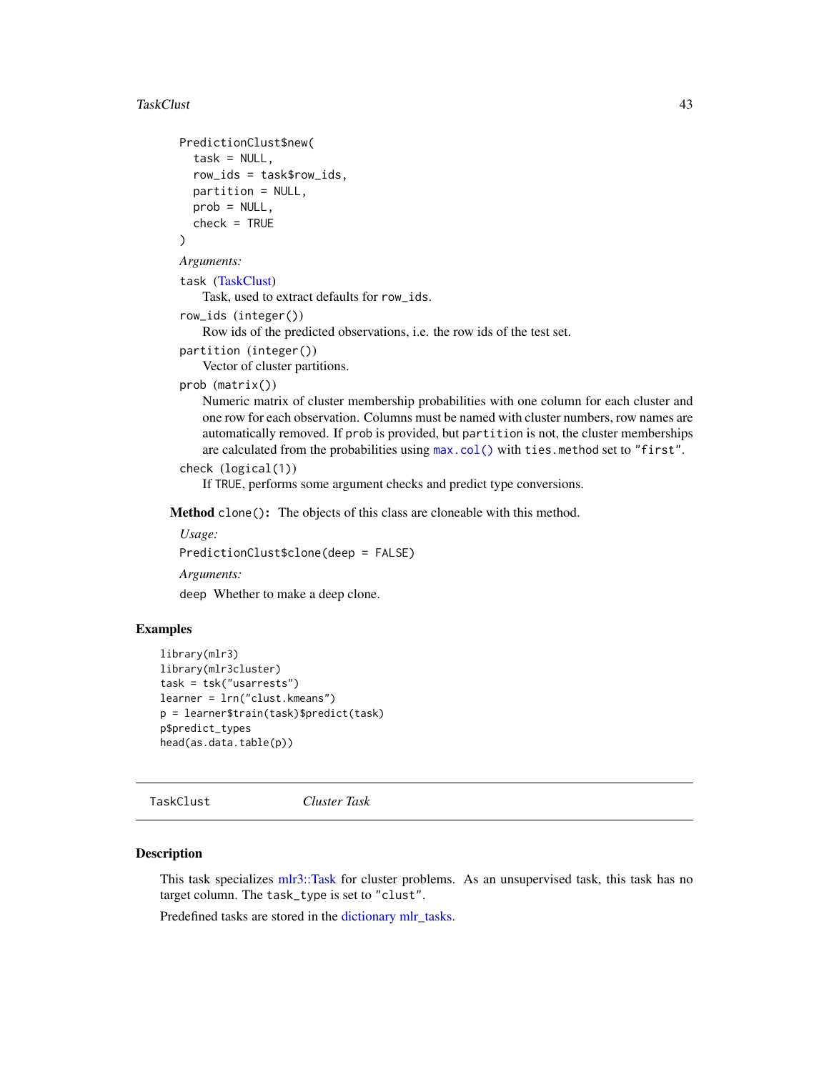```
PredictionClust$new(
  task = NULL,
  row_ids = task$row_ids,
  partition = NULL,
  prob = NULL,
  check = TRUE
)
```

*Arguments:*

`task` (TaskClust)
: Task, used to extract defaults for `row_ids`.

`row_ids` (`integer()`)
: Row ids of the predicted observations, i.e. the row ids of the test set.

`partition` (`integer()`)
: Vector of cluster partitions.

`prob` (`matrix()`)
: Numeric matrix of cluster membership probabilities with one column for each cluster and one row for each observation. Columns must be named with cluster numbers, row names are automatically removed. If `prob` is provided, but `partition` is not, the cluster memberships are calculated from the probabilities using `max.col()` with `ties.method` set to `"first"`.

`check` (`logical(1)`)
: If `TRUE`, performs some argument checks and predict type conversions.

**Method** `clone()`**:** The objects of this class are cloneable with this method.

*Usage:*

```
PredictionClust$clone(deep = FALSE)
```

*Arguments:*

`deep` Whether to make a deep clone.

### Examples

```
library(mlr3)
library(mlr3cluster)
task = tsk("usarrests")
learner = lrn("clust.kmeans")
p = learner$train(task)$predict(task)
p$predict_types
head(as.data.table(p))
```

---

## `TaskClust` *Cluster Task*

### Description

This task specializes mlr3::Task for cluster problems. As an unsupervised task, this task has no target column. The `task_type` is set to `"clust"`.

Predefined tasks are stored in the dictionary mlr_tasks.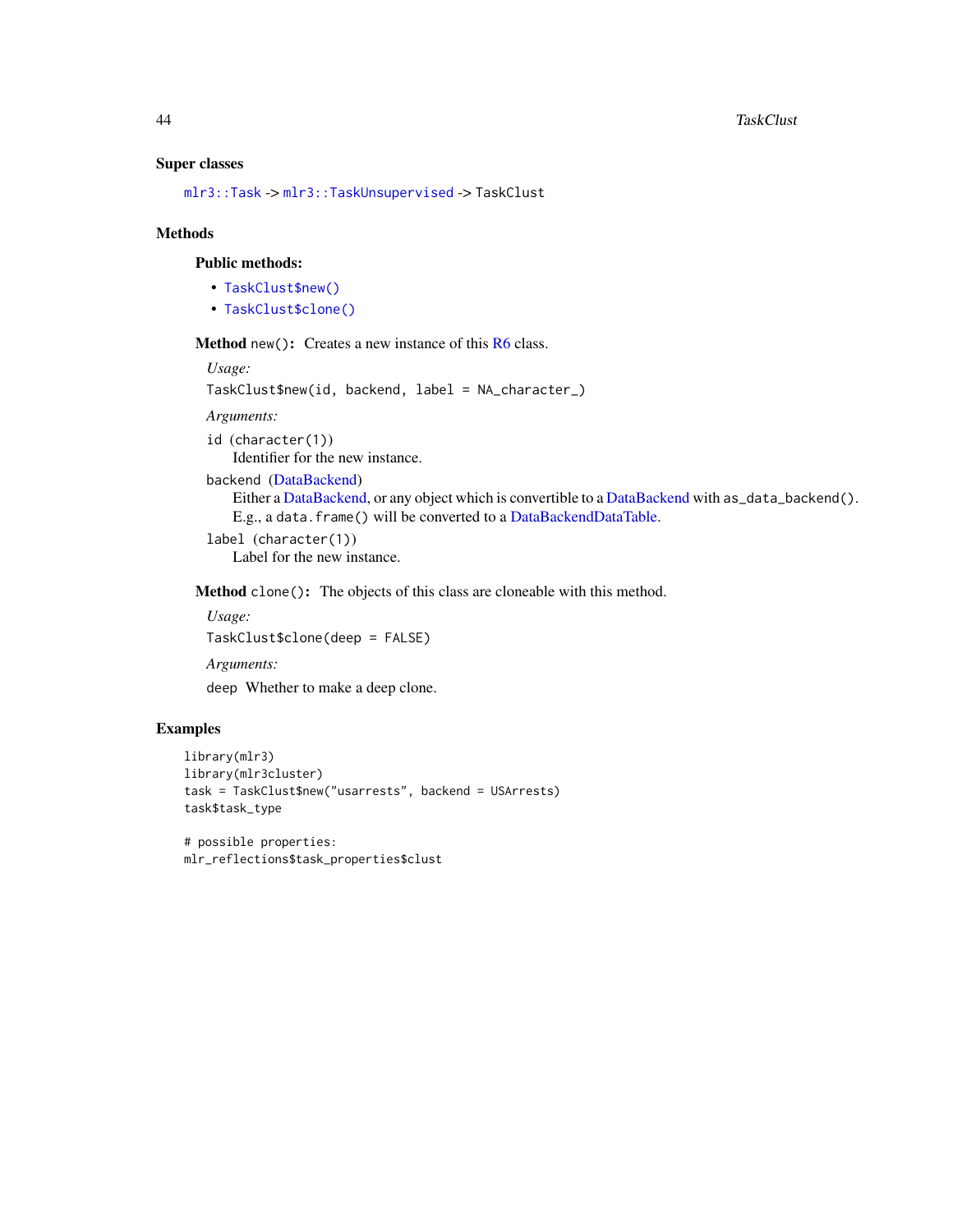## Super classes

`mlr3::Task` -> `mlr3::TaskUnsupervised` -> `TaskClust`

## Methods

### Public methods:

- `TaskClust$new()`
- `TaskClust$clone()`

**Method** `new()`**:** Creates a new instance of this R6 class.

*Usage:*

```
TaskClust$new(id, backend, label = NA_character_)
```

*Arguments:*

`id` (`character(1)`)
Identifier for the new instance.

`backend` (DataBackend)
Either a DataBackend, or any object which is convertible to a DataBackend with `as_data_backend()`. E.g., a `data.frame()` will be converted to a DataBackendDataTable.

`label` (`character(1)`)
Label for the new instance.

**Method** `clone()`**:** The objects of this class are cloneable with this method.

*Usage:*

```
TaskClust$clone(deep = FALSE)
```

*Arguments:*

`deep` Whether to make a deep clone.

## Examples

```
library(mlr3)
library(mlr3cluster)
task = TaskClust$new("usarrests", backend = USArrests)
task$task_type

# possible properties:
mlr_reflections$task_properties$clust
```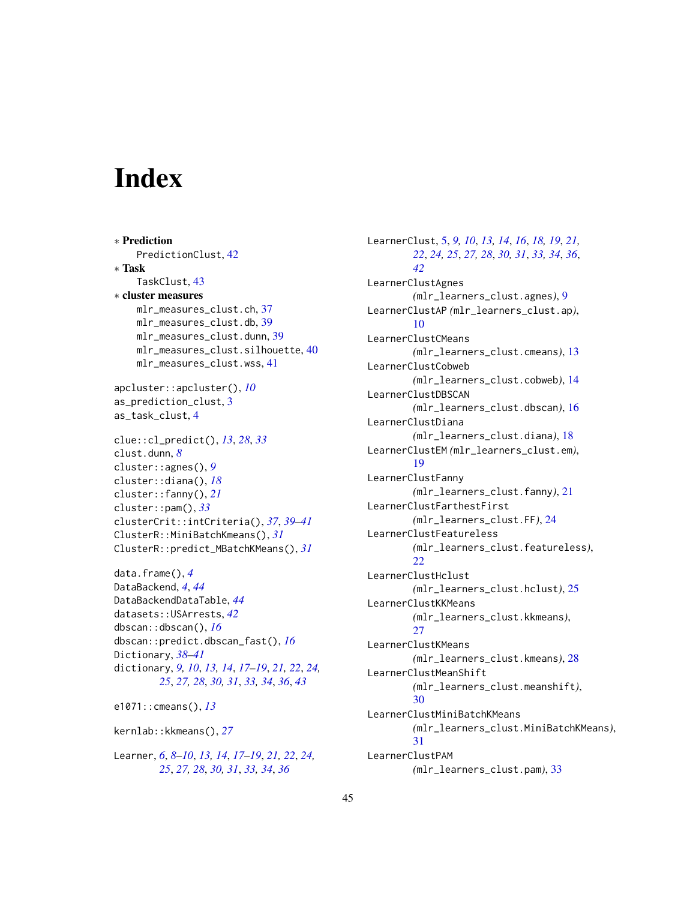# Index

∗ **Prediction**
  PredictionClust, 42

∗ **Task**
  TaskClust, 43

∗ **cluster measures**
  mlr_measures_clust.ch, 37
  mlr_measures_clust.db, 39
  mlr_measures_clust.dunn, 39
  mlr_measures_clust.silhouette, 40
  mlr_measures_clust.wss, 41

apcluster::apcluster(), *10*
as_prediction_clust, 3
as_task_clust, 4

clue::cl_predict(), *13*, *28*, *33*
clust.dunn, *8*
cluster::agnes(), *9*
cluster::diana(), *18*
cluster::fanny(), *21*
cluster::pam(), *33*
clusterCrit::intCriteria(), *37*, *39–41*
ClusterR::MiniBatchKmeans(), *31*
ClusterR::predict_MBatchKMeans(), *31*

data.frame(), *4*
DataBackend, *4*, *44*
DataBackendDataTable, *44*
datasets::USArrests, *42*
dbscan::dbscan(), *16*
dbscan::predict.dbscan_fast(), *16*
Dictionary, *38–41*
dictionary, *9, 10*, *13, 14*, *17–19*, *21, 22*, *24, 25*, *27, 28*, *30, 31*, *33, 34*, *36*, *43*

e1071::cmeans(), *13*

kernlab::kkmeans(), *27*

Learner, *6*, *8–10*, *13, 14*, *17–19*, *21, 22*, *24, 25*, *27, 28*, *30, 31*, *33, 34*, *36*

LearnerClust, 5, *9, 10*, *13, 14*, *16*, *18, 19*, *21, 22*, *24, 25*, *27, 28*, *30, 31*, *33, 34*, *36*, *42*
LearnerClustAgnes *(*mlr_learners_clust.agnes*)*, 9
LearnerClustAP *(*mlr_learners_clust.ap*)*, 10
LearnerClustCMeans *(*mlr_learners_clust.cmeans*)*, 13
LearnerClustCobweb *(*mlr_learners_clust.cobweb*)*, 14
LearnerClustDBSCAN *(*mlr_learners_clust.dbscan*)*, 16
LearnerClustDiana *(*mlr_learners_clust.diana*)*, 18
LearnerClustEM *(*mlr_learners_clust.em*)*, 19
LearnerClustFanny *(*mlr_learners_clust.fanny*)*, 21
LearnerClustFarthestFirst *(*mlr_learners_clust.FF*)*, 24
LearnerClustFeatureless *(*mlr_learners_clust.featureless*)*, 22
LearnerClustHclust *(*mlr_learners_clust.hclust*)*, 25
LearnerClustKKMeans *(*mlr_learners_clust.kkmeans*)*, 27
LearnerClustKMeans *(*mlr_learners_clust.kmeans*)*, 28
LearnerClustMeanShift *(*mlr_learners_clust.meanshift*)*, 30
LearnerClustMiniBatchKMeans *(*mlr_learners_clust.MiniBatchKMeans*)*, 31
LearnerClustPAM *(*mlr_learners_clust.pam*)*, 33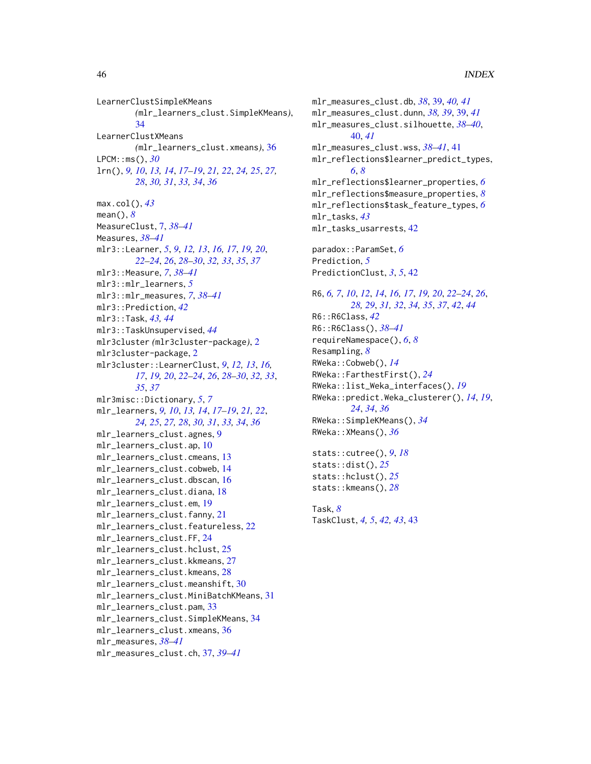LearnerClustSimpleKMeans (mlr_learners_clust.SimpleKMeans), 34
LearnerClustXMeans (mlr_learners_clust.xmeans), 36
LPCM::ms(), *30*
lrn(), *9, 10*, *13, 14*, *17–19*, *21, 22*, *24, 25*, *27, 28*, *30, 31*, *33, 34*, *36*

max.col(), *43*
mean(), *8*
MeasureClust, 7, *38–41*
Measures, *38–41*
mlr3::Learner, *5*, *9*, *12, 13*, *16, 17*, *19, 20*, *22–24*, *26*, *28–30*, *32, 33*, *35*, *37*
mlr3::Measure, *7*, *38–41*
mlr3::mlr_learners, *5*
mlr3::mlr_measures, *7*, *38–41*
mlr3::Prediction, *42*
mlr3::Task, *43, 44*
mlr3::TaskUnsupervised, *44*
mlr3cluster (mlr3cluster-package), 2
mlr3cluster-package, 2
mlr3cluster::LearnerClust, *9*, *12, 13*, *16, 17*, *19, 20*, *22–24*, *26*, *28–30*, *32, 33*, *35*, *37*
mlr3misc::Dictionary, *5*, *7*
mlr_learners, *9, 10*, *13, 14*, *17–19*, *21, 22*, *24, 25*, *27, 28*, *30, 31*, *33, 34*, *36*
mlr_learners_clust.agnes, 9
mlr_learners_clust.ap, 10
mlr_learners_clust.cmeans, 13
mlr_learners_clust.cobweb, 14
mlr_learners_clust.dbscan, 16
mlr_learners_clust.diana, 18
mlr_learners_clust.em, 19
mlr_learners_clust.fanny, 21
mlr_learners_clust.featureless, 22
mlr_learners_clust.FF, 24
mlr_learners_clust.hclust, 25
mlr_learners_clust.kkmeans, 27
mlr_learners_clust.kmeans, 28
mlr_learners_clust.meanshift, 30
mlr_learners_clust.MiniBatchKMeans, 31
mlr_learners_clust.pam, 33
mlr_learners_clust.SimpleKMeans, 34
mlr_learners_clust.xmeans, 36
mlr_measures, *38–41*
mlr_measures_clust.ch, 37, *39–41*
mlr_measures_clust.db, *38*, 39, *40, 41*
mlr_measures_clust.dunn, *38, 39*, 39, *41*
mlr_measures_clust.silhouette, *38–40*, 40, *41*
mlr_measures_clust.wss, *38–41*, 41
mlr_reflections$learner_predict_types, *6*, *8*
mlr_reflections$learner_properties, *6*
mlr_reflections$measure_properties, *8*
mlr_reflections$task_feature_types, *6*
mlr_tasks, *43*
mlr_tasks_usarrests, 42

paradox::ParamSet, *6*
Prediction, *5*
PredictionClust, *3*, *5*, 42

R6, *6, 7*, *10*, *12*, *14*, *16, 17*, *19, 20*, *22–24*, *26*, *28, 29*, *31*, *32*, *34, 35*, *37*, *42*, *44*
R6::R6Class, *42*
R6::R6Class(), *38–41*
requireNamespace(), *6*, *8*
Resampling, *8*
RWeka::Cobweb(), *14*
RWeka::FarthestFirst(), *24*
RWeka::list_Weka_interfaces(), *19*
RWeka::predict.Weka_clusterer(), *14*, *19*, *24*, *34*, *36*
RWeka::SimpleKMeans(), *34*
RWeka::XMeans(), *36*

stats::cutree(), *9*, *18*
stats::dist(), *25*
stats::hclust(), *25*
stats::kmeans(), *28*

Task, *8*
TaskClust, *4, 5*, *42, 43*, 43